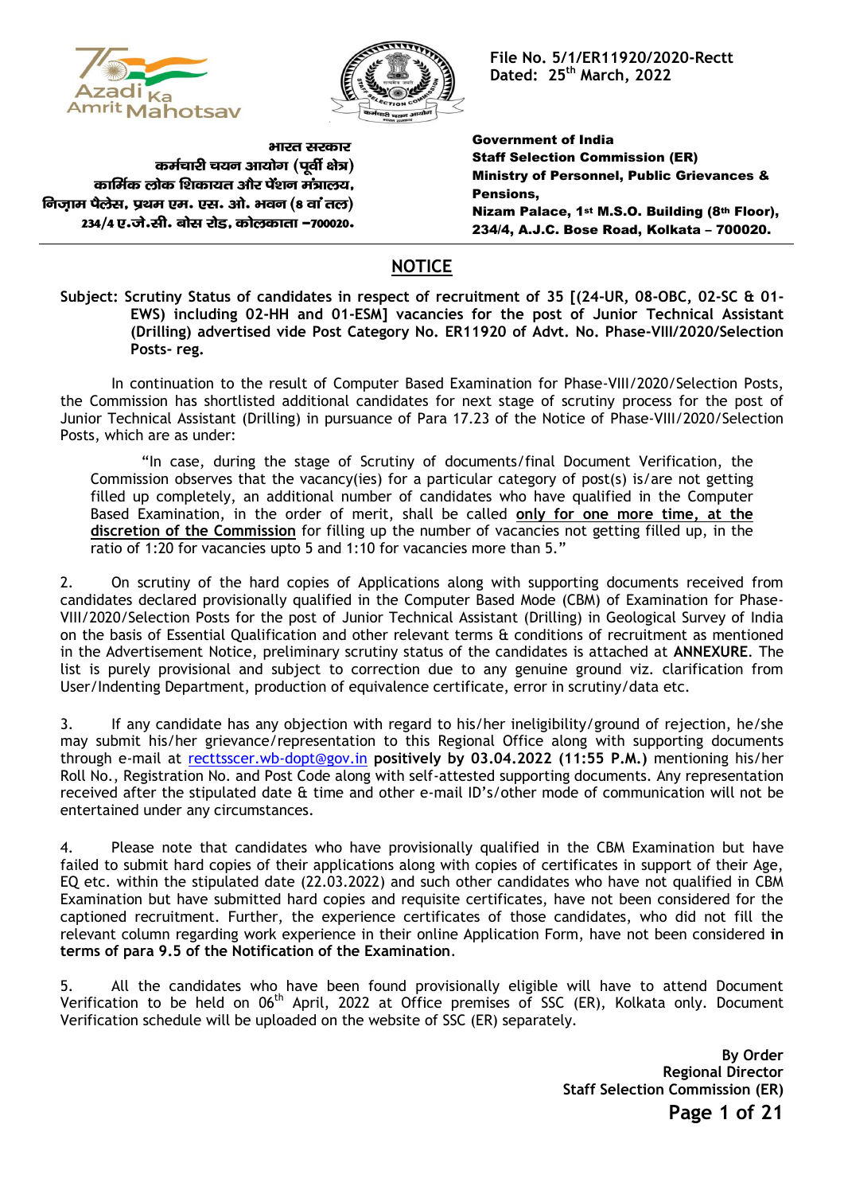File No. 5/1/ER11920/2020-Rectt
Dated: 25th March, 2022

भारत सरकार
कर्मचारी चयन आयोग (पूर्वी क्षेत्र)
कार्मिक लोक शिकायत और पेंशन मंत्रालय,
निज़ाम पैलेस, प्रथम एम. एस. ओ. भवन (8 वां तल)
234/4 ए.जे.सी. बोस रोड, कोलकाता –700020.

**Government of India**
**Staff Selection Commission (ER)**
**Ministry of Personnel, Public Grievances & Pensions,**
**Nizam Palace, 1st M.S.O. Building (8th Floor),**
**234/4, A.J.C. Bose Road, Kolkata – 700020.**

## NOTICE

**Subject: Scrutiny Status of candidates in respect of recruitment of 35 [(24-UR, 08-OBC, 02-SC & 01-EWS) including 02-HH and 01-ESM] vacancies for the post of Junior Technical Assistant (Drilling) advertised vide Post Category No. ER11920 of Advt. No. Phase-VIII/2020/Selection Posts- reg.**

In continuation to the result of Computer Based Examination for Phase-VIII/2020/Selection Posts, the Commission has shortlisted additional candidates for next stage of scrutiny process for the post of Junior Technical Assistant (Drilling) in pursuance of Para 17.23 of the Notice of Phase-VIII/2020/Selection Posts, which are as under:

> "In case, during the stage of Scrutiny of documents/final Document Verification, the Commission observes that the vacancy(ies) for a particular category of post(s) is/are not getting filled up completely, an additional number of candidates who have qualified in the Computer Based Examination, in the order of merit, shall be called **only for one more time, at the discretion of the Commission** for filling up the number of vacancies not getting filled up, in the ratio of 1:20 for vacancies upto 5 and 1:10 for vacancies more than 5."

2. On scrutiny of the hard copies of Applications along with supporting documents received from candidates declared provisionally qualified in the Computer Based Mode (CBM) of Examination for Phase-VIII/2020/Selection Posts for the post of Junior Technical Assistant (Drilling) in Geological Survey of India on the basis of Essential Qualification and other relevant terms & conditions of recruitment as mentioned in the Advertisement Notice, preliminary scrutiny status of the candidates is attached at **ANNEXURE**. The list is purely provisional and subject to correction due to any genuine ground viz. clarification from User/Indenting Department, production of equivalence certificate, error in scrutiny/data etc.

3. If any candidate has any objection with regard to his/her ineligibility/ground of rejection, he/she may submit his/her grievance/representation to this Regional Office along with supporting documents through e-mail at recttsscer.wb-dopt@gov.in **positively by 03.04.2022 (11:55 P.M.)** mentioning his/her Roll No., Registration No. and Post Code along with self-attested supporting documents. Any representation received after the stipulated date & time and other e-mail ID's/other mode of communication will not be entertained under any circumstances.

4. Please note that candidates who have provisionally qualified in the CBM Examination but have failed to submit hard copies of their applications along with copies of certificates in support of their Age, EQ etc. within the stipulated date (22.03.2022) and such other candidates who have not qualified in CBM Examination but have submitted hard copies and requisite certificates, have not been considered for the captioned recruitment. Further, the experience certificates of those candidates, who did not fill the relevant column regarding work experience in their online Application Form, have not been considered **in terms of para 9.5 of the Notification of the Examination**.

5. All the candidates who have been found provisionally eligible will have to attend Document Verification to be held on 06th April, 2022 at Office premises of SSC (ER), Kolkata only. Document Verification schedule will be uploaded on the website of SSC (ER) separately.

**By Order**
**Regional Director**
**Staff Selection Commission (ER)**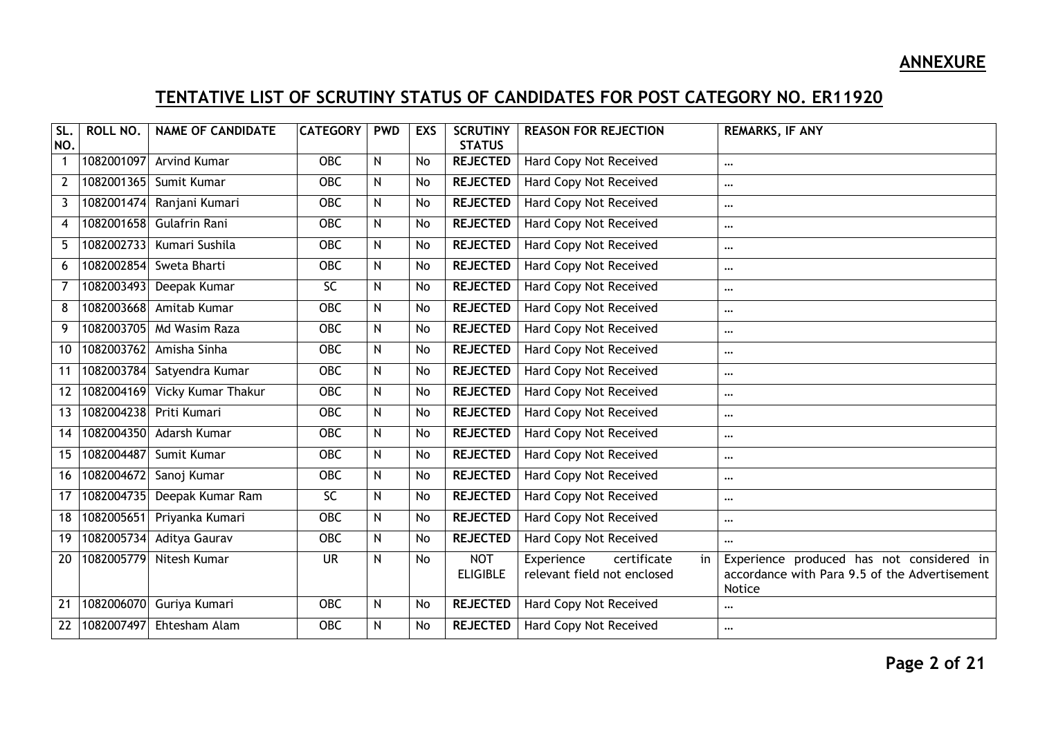## ANNEXURE

## TENTATIVE LIST OF SCRUTINY STATUS OF CANDIDATES FOR POST CATEGORY NO. ER11920

| SL. NO. | ROLL NO. | NAME OF CANDIDATE | CATEGORY | PWD | EXS | SCRUTINY STATUS | REASON FOR REJECTION | REMARKS, IF ANY |
|---|---|---|---|---|---|---|---|---|
| 1 | 1082001097 | Arvind Kumar | OBC | N | No | **REJECTED** | Hard Copy Not Received | ... |
| 2 | 1082001365 | Sumit Kumar | OBC | N | No | **REJECTED** | Hard Copy Not Received | ... |
| 3 | 1082001474 | Ranjani Kumari | OBC | N | No | **REJECTED** | Hard Copy Not Received | ... |
| 4 | 1082001658 | Gulafrin Rani | OBC | N | No | **REJECTED** | Hard Copy Not Received | ... |
| 5 | 1082002733 | Kumari Sushila | OBC | N | No | **REJECTED** | Hard Copy Not Received | ... |
| 6 | 1082002854 | Sweta Bharti | OBC | N | No | **REJECTED** | Hard Copy Not Received | ... |
| 7 | 1082003493 | Deepak Kumar | SC | N | No | **REJECTED** | Hard Copy Not Received | ... |
| 8 | 1082003668 | Amitab Kumar | OBC | N | No | **REJECTED** | Hard Copy Not Received | ... |
| 9 | 1082003705 | Md Wasim Raza | OBC | N | No | **REJECTED** | Hard Copy Not Received | ... |
| 10 | 1082003762 | Amisha Sinha | OBC | N | No | **REJECTED** | Hard Copy Not Received | ... |
| 11 | 1082003784 | Satyendra Kumar | OBC | N | No | **REJECTED** | Hard Copy Not Received | ... |
| 12 | 1082004169 | Vicky Kumar Thakur | OBC | N | No | **REJECTED** | Hard Copy Not Received | ... |
| 13 | 1082004238 | Priti Kumari | OBC | N | No | **REJECTED** | Hard Copy Not Received | ... |
| 14 | 1082004350 | Adarsh Kumar | OBC | N | No | **REJECTED** | Hard Copy Not Received | ... |
| 15 | 1082004487 | Sumit Kumar | OBC | N | No | **REJECTED** | Hard Copy Not Received | ... |
| 16 | 1082004672 | Sanoj Kumar | OBC | N | No | **REJECTED** | Hard Copy Not Received | ... |
| 17 | 1082004735 | Deepak Kumar Ram | SC | N | No | **REJECTED** | Hard Copy Not Received | ... |
| 18 | 1082005651 | Priyanka Kumari | OBC | N | No | **REJECTED** | Hard Copy Not Received | ... |
| 19 | 1082005734 | Aditya Gaurav | OBC | N | No | **REJECTED** | Hard Copy Not Received | ... |
| 20 | 1082005779 | Nitesh Kumar | UR | N | No | NOT ELIGIBLE | Experience certificate in relevant field not enclosed | Experience produced has not considered in accordance with Para 9.5 of the Advertisement Notice |
| 21 | 1082006070 | Guriya Kumari | OBC | N | No | **REJECTED** | Hard Copy Not Received | ... |
| 22 | 1082007497 | Ehtesham Alam | OBC | N | No | **REJECTED** | Hard Copy Not Received | ... |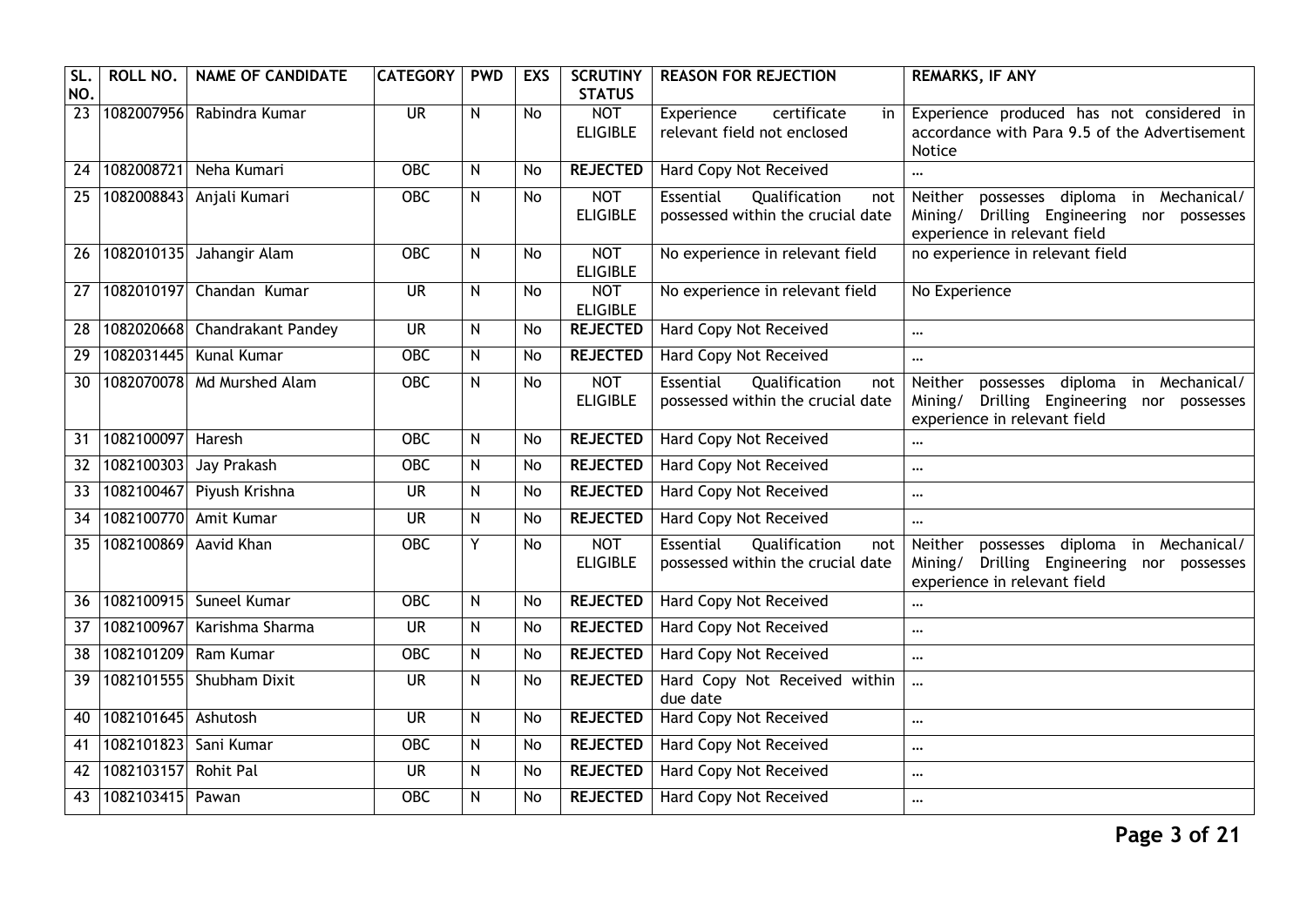| SL. NO. | ROLL NO. | NAME OF CANDIDATE | CATEGORY | PWD | EXS | SCRUTINY STATUS | REASON FOR REJECTION | REMARKS, IF ANY |
|---|---|---|---|---|---|---|---|---|
| 23 | 1082007956 | Rabindra Kumar | UR | N | No | NOT ELIGIBLE | Experience certificate in relevant field not enclosed | Experience produced has not considered in accordance with Para 9.5 of the Advertisement Notice |
| 24 | 1082008721 | Neha Kumari | OBC | N | No | **REJECTED** | Hard Copy Not Received | ... |
| 25 | 1082008843 | Anjali Kumari | OBC | N | No | NOT ELIGIBLE | Essential Qualification not possessed within the crucial date | Neither possesses diploma in Mechanical/ Mining/ Drilling Engineering nor possesses experience in relevant field |
| 26 | 1082010135 | Jahangir Alam | OBC | N | No | NOT ELIGIBLE | No experience in relevant field | no experience in relevant field |
| 27 | 1082010197 | Chandan Kumar | UR | N | No | NOT ELIGIBLE | No experience in relevant field | No Experience |
| 28 | 1082020668 | Chandrakant Pandey | UR | N | No | **REJECTED** | Hard Copy Not Received | ... |
| 29 | 1082031445 | Kunal Kumar | OBC | N | No | **REJECTED** | Hard Copy Not Received | ... |
| 30 | 1082070078 | Md Murshed Alam | OBC | N | No | NOT ELIGIBLE | Essential Qualification not possessed within the crucial date | Neither possesses diploma in Mechanical/ Mining/ Drilling Engineering nor possesses experience in relevant field |
| 31 | 1082100097 | Haresh | OBC | N | No | **REJECTED** | Hard Copy Not Received | ... |
| 32 | 1082100303 | Jay Prakash | OBC | N | No | **REJECTED** | Hard Copy Not Received | ... |
| 33 | 1082100467 | Piyush Krishna | UR | N | No | **REJECTED** | Hard Copy Not Received | ... |
| 34 | 1082100770 | Amit Kumar | UR | N | No | **REJECTED** | Hard Copy Not Received | ... |
| 35 | 1082100869 | Aavid Khan | OBC | Y | No | NOT ELIGIBLE | Essential Qualification not possessed within the crucial date | Neither possesses diploma in Mechanical/ Mining/ Drilling Engineering nor possesses experience in relevant field |
| 36 | 1082100915 | Suneel Kumar | OBC | N | No | **REJECTED** | Hard Copy Not Received | ... |
| 37 | 1082100967 | Karishma Sharma | UR | N | No | **REJECTED** | Hard Copy Not Received | ... |
| 38 | 1082101209 | Ram Kumar | OBC | N | No | **REJECTED** | Hard Copy Not Received | ... |
| 39 | 1082101555 | Shubham Dixit | UR | N | No | **REJECTED** | Hard Copy Not Received within due date | ... |
| 40 | 1082101645 | Ashutosh | UR | N | No | **REJECTED** | Hard Copy Not Received | ... |
| 41 | 1082101823 | Sani Kumar | OBC | N | No | **REJECTED** | Hard Copy Not Received | ... |
| 42 | 1082103157 | Rohit Pal | UR | N | No | **REJECTED** | Hard Copy Not Received | ... |
| 43 | 1082103415 | Pawan | OBC | N | No | **REJECTED** | Hard Copy Not Received | ... |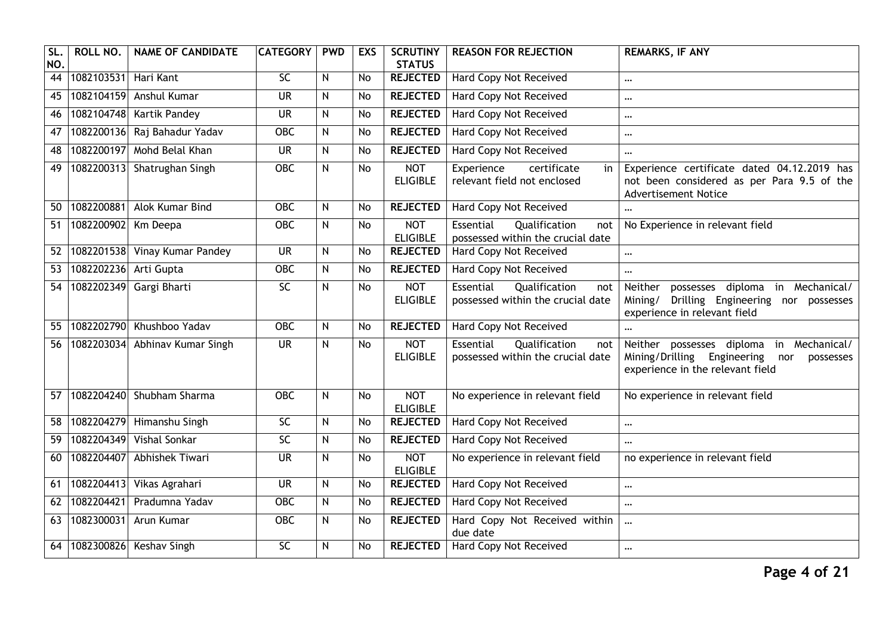| SL. NO. | ROLL NO. | NAME OF CANDIDATE | CATEGORY | PWD | EXS | SCRUTINY STATUS | REASON FOR REJECTION | REMARKS, IF ANY |
|---|---|---|---|---|---|---|---|---|
| 44 | 1082103531 | Hari Kant | SC | N | No | **REJECTED** | Hard Copy Not Received | ... |
| 45 | 1082104159 | Anshul Kumar | UR | N | No | **REJECTED** | Hard Copy Not Received | ... |
| 46 | 1082104748 | Kartik Pandey | UR | N | No | **REJECTED** | Hard Copy Not Received | ... |
| 47 | 1082200136 | Raj Bahadur Yadav | OBC | N | No | **REJECTED** | Hard Copy Not Received | ... |
| 48 | 1082200197 | Mohd Belal Khan | UR | N | No | **REJECTED** | Hard Copy Not Received | ... |
| 49 | 1082200313 | Shatrughan Singh | OBC | N | No | NOT ELIGIBLE | Experience certificate in relevant field not enclosed | Experience certificate dated 04.12.2019 has not been considered as per Para 9.5 of the Advertisement Notice |
| 50 | 1082200881 | Alok Kumar Bind | OBC | N | No | **REJECTED** | Hard Copy Not Received | ... |
| 51 | 1082200902 | Km Deepa | OBC | N | No | NOT ELIGIBLE | Essential Qualification not possessed within the crucial date | No Experience in relevant field |
| 52 | 1082201538 | Vinay Kumar Pandey | UR | N | No | **REJECTED** | Hard Copy Not Received | ... |
| 53 | 1082202236 | Arti Gupta | OBC | N | No | **REJECTED** | Hard Copy Not Received | ... |
| 54 | 1082202349 | Gargi Bharti | SC | N | No | NOT ELIGIBLE | Essential Qualification not possessed within the crucial date | Neither possesses diploma in Mechanical/ Mining/ Drilling Engineering nor possesses experience in relevant field |
| 55 | 1082202790 | Khushboo Yadav | OBC | N | No | **REJECTED** | Hard Copy Not Received | ... |
| 56 | 1082203034 | Abhinav Kumar Singh | UR | N | No | NOT ELIGIBLE | Essential Qualification not possessed within the crucial date | Neither possesses diploma in Mechanical/ Mining/Drilling Engineering nor possesses experience in the relevant field |
| 57 | 1082204240 | Shubham Sharma | OBC | N | No | NOT ELIGIBLE | No experience in relevant field | No experience in relevant field |
| 58 | 1082204279 | Himanshu Singh | SC | N | No | **REJECTED** | Hard Copy Not Received | ... |
| 59 | 1082204349 | Vishal Sonkar | SC | N | No | **REJECTED** | Hard Copy Not Received | ... |
| 60 | 1082204407 | Abhishek Tiwari | UR | N | No | NOT ELIGIBLE | No experience in relevant field | no experience in relevant field |
| 61 | 1082204413 | Vikas Agrahari | UR | N | No | **REJECTED** | Hard Copy Not Received | ... |
| 62 | 1082204421 | Pradumna Yadav | OBC | N | No | **REJECTED** | Hard Copy Not Received | ... |
| 63 | 1082300031 | Arun Kumar | OBC | N | No | **REJECTED** | Hard Copy Not Received within due date | ... |
| 64 | 1082300826 | Keshav Singh | SC | N | No | **REJECTED** | Hard Copy Not Received | ... |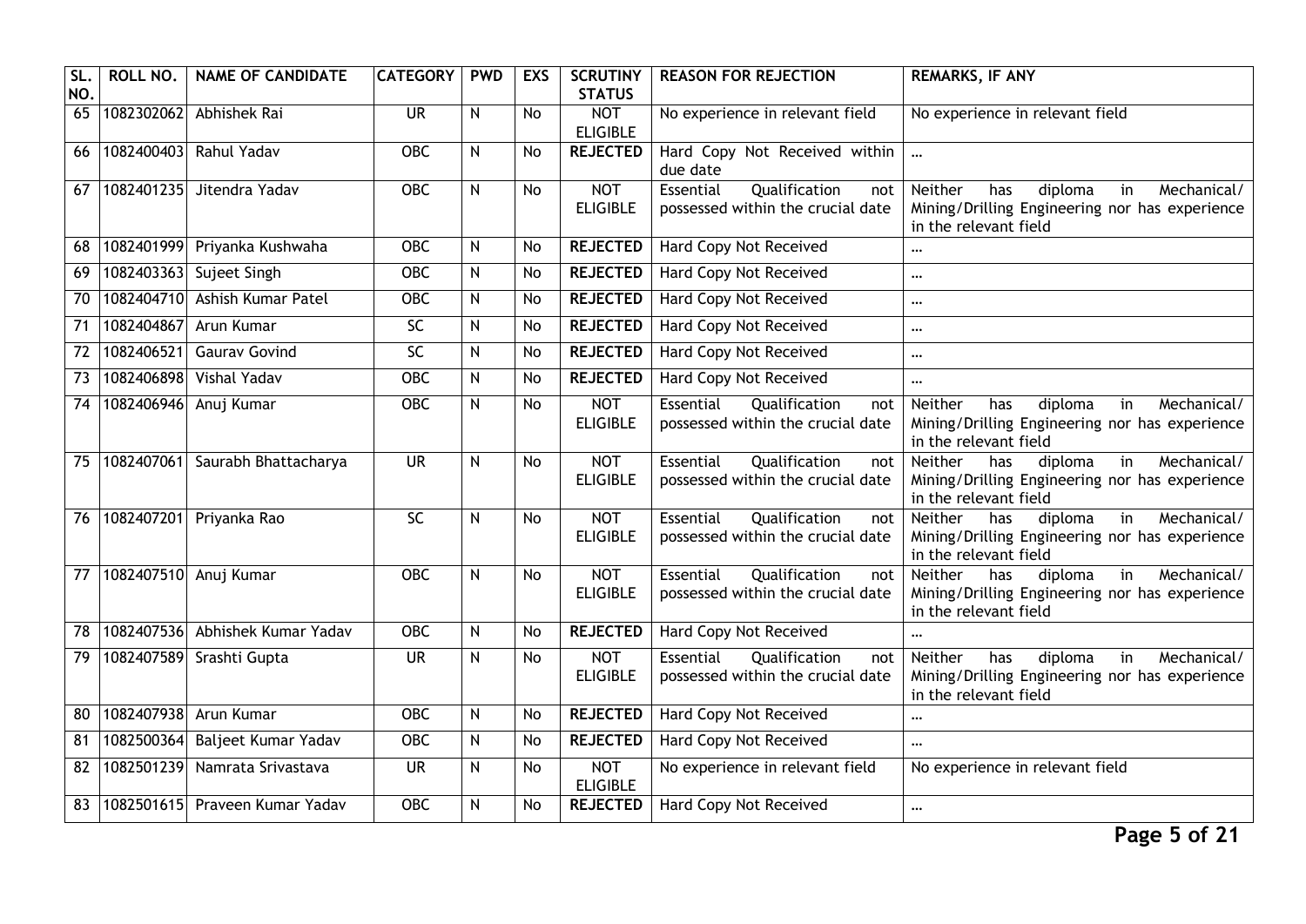| SL. NO. | ROLL NO. | NAME OF CANDIDATE | CATEGORY | PWD | EXS | SCRUTINY STATUS | REASON FOR REJECTION | REMARKS, IF ANY |
|---|---|---|---|---|---|---|---|---|
| 65 | 1082302062 | Abhishek Rai | UR | N | No | NOT ELIGIBLE | No experience in relevant field | No experience in relevant field |
| 66 | 1082400403 | Rahul Yadav | OBC | N | No | **REJECTED** | Hard Copy Not Received within due date | ... |
| 67 | 1082401235 | Jitendra Yadav | OBC | N | No | NOT ELIGIBLE | Essential Qualification not possessed within the crucial date | Neither has diploma in Mechanical/ Mining/Drilling Engineering nor has experience in the relevant field |
| 68 | 1082401999 | Priyanka Kushwaha | OBC | N | No | **REJECTED** | Hard Copy Not Received | ... |
| 69 | 1082403363 | Sujeet Singh | OBC | N | No | **REJECTED** | Hard Copy Not Received | ... |
| 70 | 1082404710 | Ashish Kumar Patel | OBC | N | No | **REJECTED** | Hard Copy Not Received | ... |
| 71 | 1082404867 | Arun Kumar | SC | N | No | **REJECTED** | Hard Copy Not Received | ... |
| 72 | 1082406521 | Gaurav Govind | SC | N | No | **REJECTED** | Hard Copy Not Received | ... |
| 73 | 1082406898 | Vishal Yadav | OBC | N | No | **REJECTED** | Hard Copy Not Received | ... |
| 74 | 1082406946 | Anuj Kumar | OBC | N | No | NOT ELIGIBLE | Essential Qualification not possessed within the crucial date | Neither has diploma in Mechanical/ Mining/Drilling Engineering nor has experience in the relevant field |
| 75 | 1082407061 | Saurabh Bhattacharya | UR | N | No | NOT ELIGIBLE | Essential Qualification not possessed within the crucial date | Neither has diploma in Mechanical/ Mining/Drilling Engineering nor has experience in the relevant field |
| 76 | 1082407201 | Priyanka Rao | SC | N | No | NOT ELIGIBLE | Essential Qualification not possessed within the crucial date | Neither has diploma in Mechanical/ Mining/Drilling Engineering nor has experience in the relevant field |
| 77 | 1082407510 | Anuj Kumar | OBC | N | No | NOT ELIGIBLE | Essential Qualification not possessed within the crucial date | Neither has diploma in Mechanical/ Mining/Drilling Engineering nor has experience in the relevant field |
| 78 | 1082407536 | Abhishek Kumar Yadav | OBC | N | No | **REJECTED** | Hard Copy Not Received | ... |
| 79 | 1082407589 | Srashti Gupta | UR | N | No | NOT ELIGIBLE | Essential Qualification not possessed within the crucial date | Neither has diploma in Mechanical/ Mining/Drilling Engineering nor has experience in the relevant field |
| 80 | 1082407938 | Arun Kumar | OBC | N | No | **REJECTED** | Hard Copy Not Received | ... |
| 81 | 1082500364 | Baljeet Kumar Yadav | OBC | N | No | **REJECTED** | Hard Copy Not Received | ... |
| 82 | 1082501239 | Namrata Srivastava | UR | N | No | NOT ELIGIBLE | No experience in relevant field | No experience in relevant field |
| 83 | 1082501615 | Praveen Kumar Yadav | OBC | N | No | **REJECTED** | Hard Copy Not Received | ... |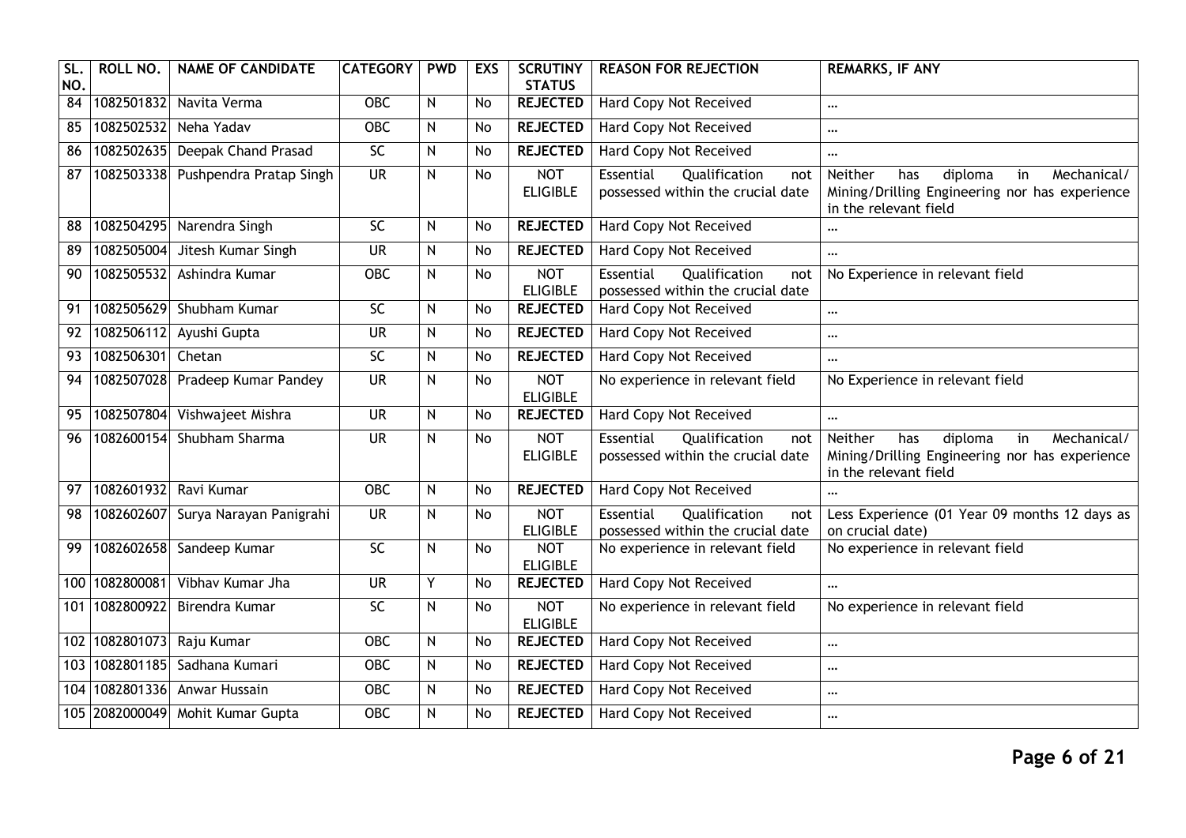| SL. NO. | ROLL NO. | NAME OF CANDIDATE | CATEGORY | PWD | EXS | SCRUTINY STATUS | REASON FOR REJECTION | REMARKS, IF ANY |
|---|---|---|---|---|---|---|---|---|
| 84 | 1082501832 | Navita Verma | OBC | N | No | **REJECTED** | Hard Copy Not Received | ... |
| 85 | 1082502532 | Neha Yadav | OBC | N | No | **REJECTED** | Hard Copy Not Received | ... |
| 86 | 1082502635 | Deepak Chand Prasad | SC | N | No | **REJECTED** | Hard Copy Not Received | ... |
| 87 | 1082503338 | Pushpendra Pratap Singh | UR | N | No | NOT ELIGIBLE | Essential Qualification not possessed within the crucial date | Neither has diploma in Mechanical/ Mining/Drilling Engineering nor has experience in the relevant field |
| 88 | 1082504295 | Narendra Singh | SC | N | No | **REJECTED** | Hard Copy Not Received | ... |
| 89 | 1082505004 | Jitesh Kumar Singh | UR | N | No | **REJECTED** | Hard Copy Not Received | ... |
| 90 | 1082505532 | Ashindra Kumar | OBC | N | No | NOT ELIGIBLE | Essential Qualification not possessed within the crucial date | No Experience in relevant field |
| 91 | 1082505629 | Shubham Kumar | SC | N | No | **REJECTED** | Hard Copy Not Received | ... |
| 92 | 1082506112 | Ayushi Gupta | UR | N | No | **REJECTED** | Hard Copy Not Received | ... |
| 93 | 1082506301 | Chetan | SC | N | No | **REJECTED** | Hard Copy Not Received | ... |
| 94 | 1082507028 | Pradeep Kumar Pandey | UR | N | No | NOT ELIGIBLE | No experience in relevant field | No Experience in relevant field |
| 95 | 1082507804 | Vishwajeet Mishra | UR | N | No | **REJECTED** | Hard Copy Not Received | ... |
| 96 | 1082600154 | Shubham Sharma | UR | N | No | NOT ELIGIBLE | Essential Qualification not possessed within the crucial date | Neither has diploma in Mechanical/ Mining/Drilling Engineering nor has experience in the relevant field |
| 97 | 1082601932 | Ravi Kumar | OBC | N | No | **REJECTED** | Hard Copy Not Received | ... |
| 98 | 1082602607 | Surya Narayan Panigrahi | UR | N | No | NOT ELIGIBLE | Essential Qualification not possessed within the crucial date | Less Experience (01 Year 09 months 12 days as on crucial date) |
| 99 | 1082602658 | Sandeep Kumar | SC | N | No | NOT ELIGIBLE | No experience in relevant field | No experience in relevant field |
| 100 | 1082800081 | Vibhav Kumar Jha | UR | Y | No | **REJECTED** | Hard Copy Not Received | ... |
| 101 | 1082800922 | Birendra Kumar | SC | N | No | NOT ELIGIBLE | No experience in relevant field | No experience in relevant field |
| 102 | 1082801073 | Raju Kumar | OBC | N | No | **REJECTED** | Hard Copy Not Received | ... |
| 103 | 1082801185 | Sadhana Kumari | OBC | N | No | **REJECTED** | Hard Copy Not Received | ... |
| 104 | 1082801336 | Anwar Hussain | OBC | N | No | **REJECTED** | Hard Copy Not Received | ... |
| 105 | 2082000049 | Mohit Kumar Gupta | OBC | N | No | **REJECTED** | Hard Copy Not Received | ... |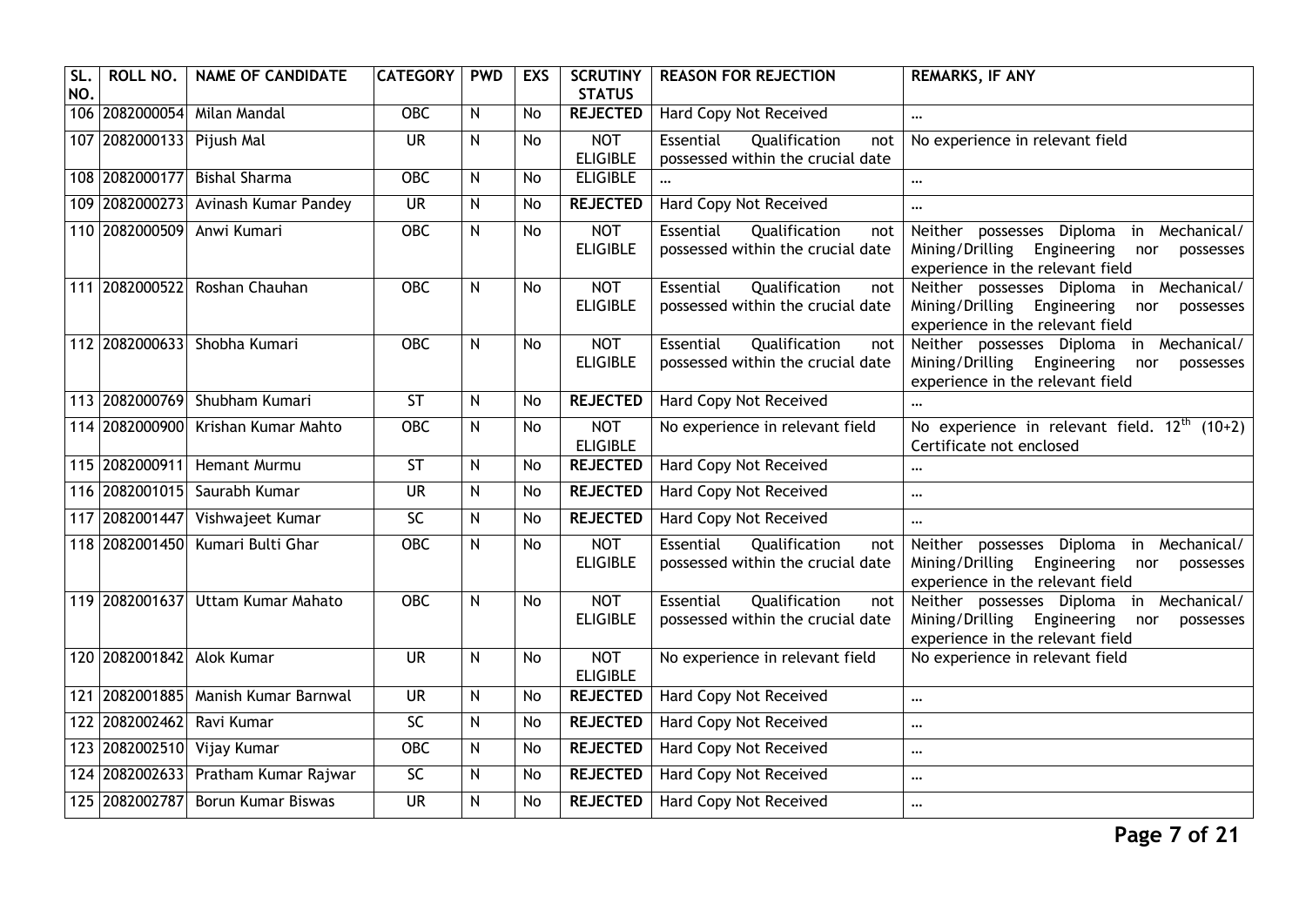| SL. NO. | ROLL NO. | NAME OF CANDIDATE | CATEGORY | PWD | EXS | SCRUTINY STATUS | REASON FOR REJECTION | REMARKS, IF ANY |
|---|---|---|---|---|---|---|---|---|
| 106 | 2082000054 | Milan Mandal | OBC | N | No | **REJECTED** | Hard Copy Not Received | ... |
| 107 | 2082000133 | Pijush Mal | UR | N | No | NOT ELIGIBLE | Essential Qualification not possessed within the crucial date | No experience in relevant field |
| 108 | 2082000177 | Bishal Sharma | OBC | N | No | ELIGIBLE | ... | ... |
| 109 | 2082000273 | Avinash Kumar Pandey | UR | N | No | **REJECTED** | Hard Copy Not Received | ... |
| 110 | 2082000509 | Anwi Kumari | OBC | N | No | NOT ELIGIBLE | Essential Qualification not possessed within the crucial date | Neither possesses Diploma in Mechanical/ Mining/Drilling Engineering nor possesses experience in the relevant field |
| 111 | 2082000522 | Roshan Chauhan | OBC | N | No | NOT ELIGIBLE | Essential Qualification not possessed within the crucial date | Neither possesses Diploma in Mechanical/ Mining/Drilling Engineering nor possesses experience in the relevant field |
| 112 | 2082000633 | Shobha Kumari | OBC | N | No | NOT ELIGIBLE | Essential Qualification not possessed within the crucial date | Neither possesses Diploma in Mechanical/ Mining/Drilling Engineering nor possesses experience in the relevant field |
| 113 | 2082000769 | Shubham Kumari | ST | N | No | **REJECTED** | Hard Copy Not Received | ... |
| 114 | 2082000900 | Krishan Kumar Mahto | OBC | N | No | NOT ELIGIBLE | No experience in relevant field | No experience in relevant field. 12th (10+2) Certificate not enclosed |
| 115 | 2082000911 | Hemant Murmu | ST | N | No | **REJECTED** | Hard Copy Not Received | ... |
| 116 | 2082001015 | Saurabh Kumar | UR | N | No | **REJECTED** | Hard Copy Not Received | ... |
| 117 | 2082001447 | Vishwajeet Kumar | SC | N | No | **REJECTED** | Hard Copy Not Received | ... |
| 118 | 2082001450 | Kumari Bulti Ghar | OBC | N | No | NOT ELIGIBLE | Essential Qualification not possessed within the crucial date | Neither possesses Diploma in Mechanical/ Mining/Drilling Engineering nor possesses experience in the relevant field |
| 119 | 2082001637 | Uttam Kumar Mahato | OBC | N | No | NOT ELIGIBLE | Essential Qualification not possessed within the crucial date | Neither possesses Diploma in Mechanical/ Mining/Drilling Engineering nor possesses experience in the relevant field |
| 120 | 2082001842 | Alok Kumar | UR | N | No | NOT ELIGIBLE | No experience in relevant field | No experience in relevant field |
| 121 | 2082001885 | Manish Kumar Barnwal | UR | N | No | **REJECTED** | Hard Copy Not Received | ... |
| 122 | 2082002462 | Ravi Kumar | SC | N | No | **REJECTED** | Hard Copy Not Received | ... |
| 123 | 2082002510 | Vijay Kumar | OBC | N | No | **REJECTED** | Hard Copy Not Received | ... |
| 124 | 2082002633 | Pratham Kumar Rajwar | SC | N | No | **REJECTED** | Hard Copy Not Received | ... |
| 125 | 2082002787 | Borun Kumar Biswas | UR | N | No | **REJECTED** | Hard Copy Not Received | ... |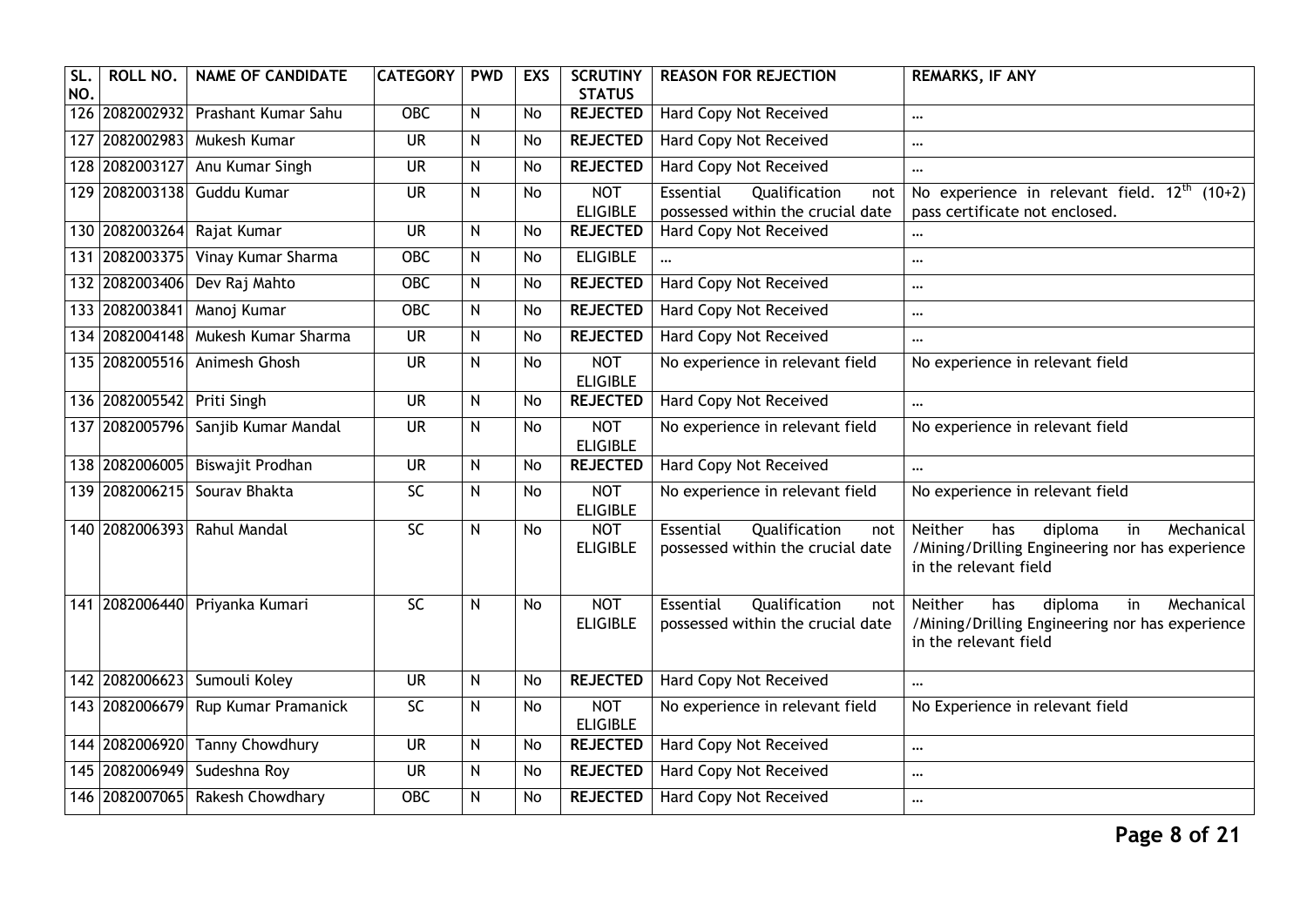| SL. NO. | ROLL NO. | NAME OF CANDIDATE | CATEGORY | PWD | EXS | SCRUTINY STATUS | REASON FOR REJECTION | REMARKS, IF ANY |
|---|---|---|---|---|---|---|---|---|
| 126 | 2082002932 | Prashant Kumar Sahu | OBC | N | No | **REJECTED** | Hard Copy Not Received | ... |
| 127 | 2082002983 | Mukesh Kumar | UR | N | No | **REJECTED** | Hard Copy Not Received | ... |
| 128 | 2082003127 | Anu Kumar Singh | UR | N | No | **REJECTED** | Hard Copy Not Received | ... |
| 129 | 2082003138 | Guddu Kumar | UR | N | No | NOT ELIGIBLE | Essential Qualification not possessed within the crucial date | No experience in relevant field. $12^{th}$ (10+2) pass certificate not enclosed. |
| 130 | 2082003264 | Rajat Kumar | UR | N | No | **REJECTED** | Hard Copy Not Received | ... |
| 131 | 2082003375 | Vinay Kumar Sharma | OBC | N | No | ELIGIBLE | ... | ... |
| 132 | 2082003406 | Dev Raj Mahto | OBC | N | No | **REJECTED** | Hard Copy Not Received | ... |
| 133 | 2082003841 | Manoj Kumar | OBC | N | No | **REJECTED** | Hard Copy Not Received | ... |
| 134 | 2082004148 | Mukesh Kumar Sharma | UR | N | No | **REJECTED** | Hard Copy Not Received | ... |
| 135 | 2082005516 | Animesh Ghosh | UR | N | No | NOT ELIGIBLE | No experience in relevant field | No experience in relevant field |
| 136 | 2082005542 | Priti Singh | UR | N | No | **REJECTED** | Hard Copy Not Received | ... |
| 137 | 2082005796 | Sanjib Kumar Mandal | UR | N | No | NOT ELIGIBLE | No experience in relevant field | No experience in relevant field |
| 138 | 2082006005 | Biswajit Prodhan | UR | N | No | **REJECTED** | Hard Copy Not Received | ... |
| 139 | 2082006215 | Sourav Bhakta | SC | N | No | NOT ELIGIBLE | No experience in relevant field | No experience in relevant field |
| 140 | 2082006393 | Rahul Mandal | SC | N | No | NOT ELIGIBLE | Essential Qualification not possessed within the crucial date | Neither has diploma in Mechanical /Mining/Drilling Engineering nor has experience in the relevant field |
| 141 | 2082006440 | Priyanka Kumari | SC | N | No | NOT ELIGIBLE | Essential Qualification not possessed within the crucial date | Neither has diploma in Mechanical /Mining/Drilling Engineering nor has experience in the relevant field |
| 142 | 2082006623 | Sumouli Koley | UR | N | No | **REJECTED** | Hard Copy Not Received | ... |
| 143 | 2082006679 | Rup Kumar Pramanick | SC | N | No | NOT ELIGIBLE | No experience in relevant field | No Experience in relevant field |
| 144 | 2082006920 | Tanny Chowdhury | UR | N | No | **REJECTED** | Hard Copy Not Received | ... |
| 145 | 2082006949 | Sudeshna Roy | UR | N | No | **REJECTED** | Hard Copy Not Received | ... |
| 146 | 2082007065 | Rakesh Chowdhary | OBC | N | No | **REJECTED** | Hard Copy Not Received | ... |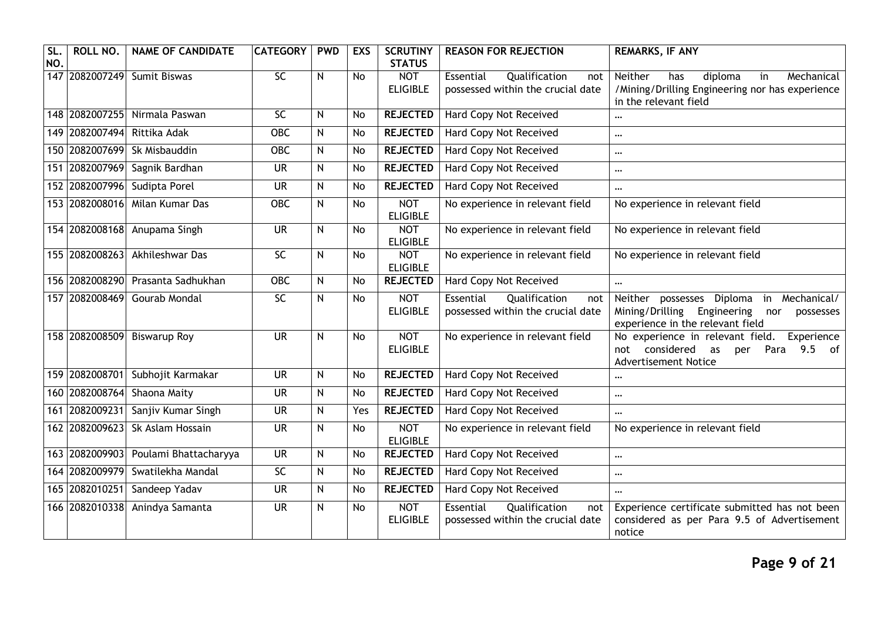| SL. NO. | ROLL NO. | NAME OF CANDIDATE | CATEGORY | PWD | EXS | SCRUTINY STATUS | REASON FOR REJECTION | REMARKS, IF ANY |
|---|---|---|---|---|---|---|---|---|
| 147 | 2082007249 | Sumit Biswas | SC | N | No | NOT ELIGIBLE | Essential Qualification not possessed within the crucial date | Neither has diploma in Mechanical /Mining/Drilling Engineering nor has experience in the relevant field |
| 148 | 2082007255 | Nirmala Paswan | SC | N | No | **REJECTED** | Hard Copy Not Received | ... |
| 149 | 2082007494 | Rittika Adak | OBC | N | No | **REJECTED** | Hard Copy Not Received | ... |
| 150 | 2082007699 | Sk Misbauddin | OBC | N | No | **REJECTED** | Hard Copy Not Received | ... |
| 151 | 2082007969 | Sagnik Bardhan | UR | N | No | **REJECTED** | Hard Copy Not Received | ... |
| 152 | 2082007996 | Sudipta Porel | UR | N | No | **REJECTED** | Hard Copy Not Received | ... |
| 153 | 2082008016 | Milan Kumar Das | OBC | N | No | NOT ELIGIBLE | No experience in relevant field | No experience in relevant field |
| 154 | 2082008168 | Anupama Singh | UR | N | No | NOT ELIGIBLE | No experience in relevant field | No experience in relevant field |
| 155 | 2082008263 | Akhileshwar Das | SC | N | No | NOT ELIGIBLE | No experience in relevant field | No experience in relevant field |
| 156 | 2082008290 | Prasanta Sadhukhan | OBC | N | No | **REJECTED** | Hard Copy Not Received | ... |
| 157 | 2082008469 | Gourab Mondal | SC | N | No | NOT ELIGIBLE | Essential Qualification not possessed within the crucial date | Neither possesses Diploma in Mechanical/ Mining/Drilling Engineering nor possesses experience in the relevant field |
| 158 | 2082008509 | Biswarup Roy | UR | N | No | NOT ELIGIBLE | No experience in relevant field | No experience in relevant field. Experience not considered as per Para 9.5 of Advertisement Notice |
| 159 | 2082008701 | Subhojit Karmakar | UR | N | No | **REJECTED** | Hard Copy Not Received | ... |
| 160 | 2082008764 | Shaona Maity | UR | N | No | **REJECTED** | Hard Copy Not Received | ... |
| 161 | 2082009231 | Sanjiv Kumar Singh | UR | N | Yes | **REJECTED** | Hard Copy Not Received | ... |
| 162 | 2082009623 | Sk Aslam Hossain | UR | N | No | NOT ELIGIBLE | No experience in relevant field | No experience in relevant field |
| 163 | 2082009903 | Poulami Bhattacharyya | UR | N | No | **REJECTED** | Hard Copy Not Received | ... |
| 164 | 2082009979 | Swatilekha Mandal | SC | N | No | **REJECTED** | Hard Copy Not Received | ... |
| 165 | 2082010251 | Sandeep Yadav | UR | N | No | **REJECTED** | Hard Copy Not Received | ... |
| 166 | 2082010338 | Anindya Samanta | UR | N | No | NOT ELIGIBLE | Essential Qualification not possessed within the crucial date | Experience certificate submitted has not been considered as per Para 9.5 of Advertisement notice |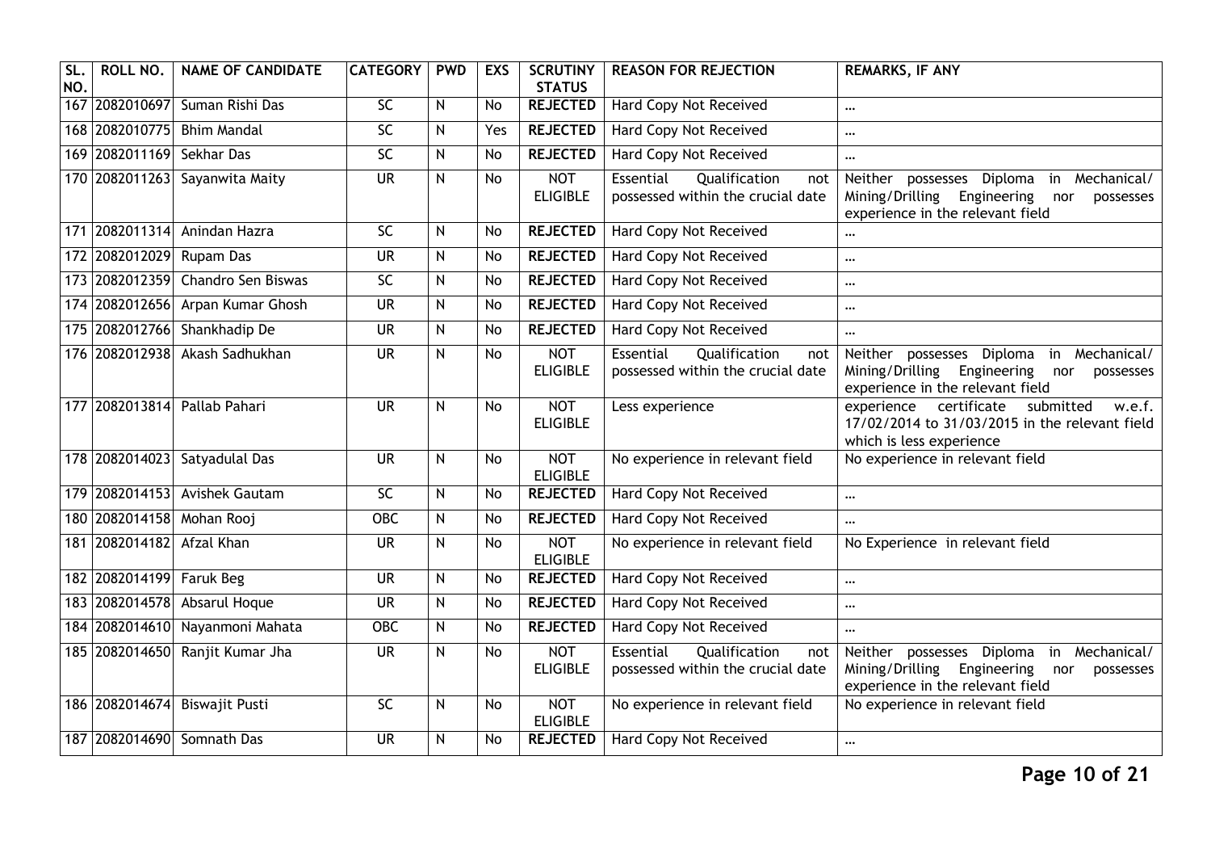| SL. NO. | ROLL NO. | NAME OF CANDIDATE | CATEGORY | PWD | EXS | SCRUTINY STATUS | REASON FOR REJECTION | REMARKS, IF ANY |
|---|---|---|---|---|---|---|---|---|
| 167 | 2082010697 | Suman Rishi Das | SC | N | No | **REJECTED** | Hard Copy Not Received | ... |
| 168 | 2082010775 | Bhim Mandal | SC | N | Yes | **REJECTED** | Hard Copy Not Received | ... |
| 169 | 2082011169 | Sekhar Das | SC | N | No | **REJECTED** | Hard Copy Not Received | ... |
| 170 | 2082011263 | Sayanwita Maity | UR | N | No | NOT ELIGIBLE | Essential Qualification not possessed within the crucial date | Neither possesses Diploma in Mechanical/ Mining/Drilling Engineering nor possesses experience in the relevant field |
| 171 | 2082011314 | Anindan Hazra | SC | N | No | **REJECTED** | Hard Copy Not Received | ... |
| 172 | 2082012029 | Rupam Das | UR | N | No | **REJECTED** | Hard Copy Not Received | ... |
| 173 | 2082012359 | Chandro Sen Biswas | SC | N | No | **REJECTED** | Hard Copy Not Received | ... |
| 174 | 2082012656 | Arpan Kumar Ghosh | UR | N | No | **REJECTED** | Hard Copy Not Received | ... |
| 175 | 2082012766 | Shankhadip De | UR | N | No | **REJECTED** | Hard Copy Not Received | ... |
| 176 | 2082012938 | Akash Sadhukhan | UR | N | No | NOT ELIGIBLE | Essential Qualification not possessed within the crucial date | Neither possesses Diploma in Mechanical/ Mining/Drilling Engineering nor possesses experience in the relevant field |
| 177 | 2082013814 | Pallab Pahari | UR | N | No | NOT ELIGIBLE | Less experience | experience certificate submitted w.e.f. 17/02/2014 to 31/03/2015 in the relevant field which is less experience |
| 178 | 2082014023 | Satyadulal Das | UR | N | No | NOT ELIGIBLE | No experience in relevant field | No experience in relevant field |
| 179 | 2082014153 | Avishek Gautam | SC | N | No | **REJECTED** | Hard Copy Not Received | ... |
| 180 | 2082014158 | Mohan Rooj | OBC | N | No | **REJECTED** | Hard Copy Not Received | ... |
| 181 | 2082014182 | Afzal Khan | UR | N | No | NOT ELIGIBLE | No experience in relevant field | No Experience in relevant field |
| 182 | 2082014199 | Faruk Beg | UR | N | No | **REJECTED** | Hard Copy Not Received | ... |
| 183 | 2082014578 | Absarul Hoque | UR | N | No | **REJECTED** | Hard Copy Not Received | ... |
| 184 | 2082014610 | Nayanmoni Mahata | OBC | N | No | **REJECTED** | Hard Copy Not Received | ... |
| 185 | 2082014650 | Ranjit Kumar Jha | UR | N | No | NOT ELIGIBLE | Essential Qualification not possessed within the crucial date | Neither possesses Diploma in Mechanical/ Mining/Drilling Engineering nor possesses experience in the relevant field |
| 186 | 2082014674 | Biswajit Pusti | SC | N | No | NOT ELIGIBLE | No experience in relevant field | No experience in relevant field |
| 187 | 2082014690 | Somnath Das | UR | N | No | **REJECTED** | Hard Copy Not Received | ... |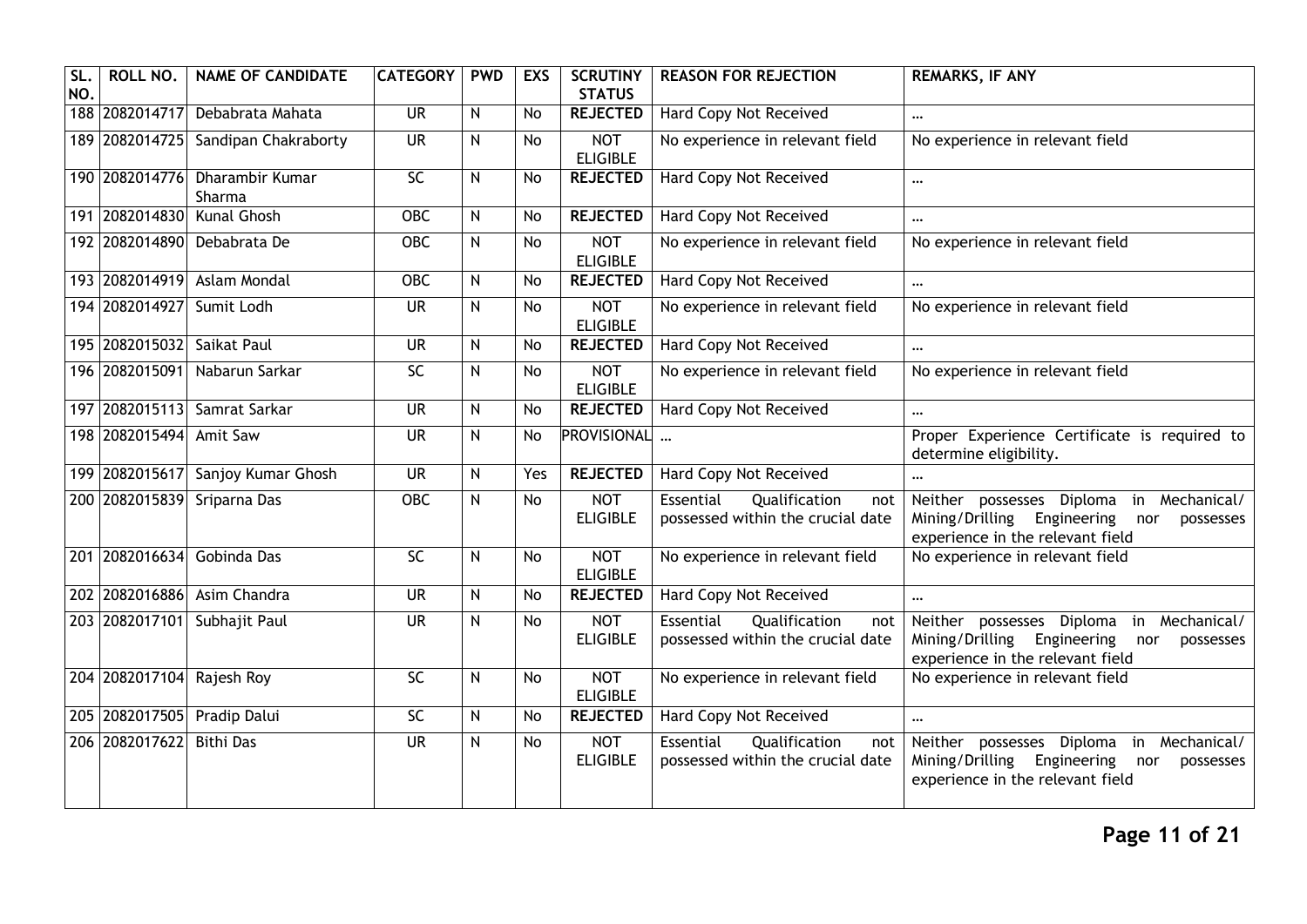| SL. NO. | ROLL NO. | NAME OF CANDIDATE | CATEGORY | PWD | EXS | SCRUTINY STATUS | REASON FOR REJECTION | REMARKS, IF ANY |
|---|---|---|---|---|---|---|---|---|
| 188 | 2082014717 | Debabrata Mahata | UR | N | No | **REJECTED** | Hard Copy Not Received | ... |
| 189 | 2082014725 | Sandipan Chakraborty | UR | N | No | NOT ELIGIBLE | No experience in relevant field | No experience in relevant field |
| 190 | 2082014776 | Dharambir Kumar Sharma | SC | N | No | **REJECTED** | Hard Copy Not Received | ... |
| 191 | 2082014830 | Kunal Ghosh | OBC | N | No | **REJECTED** | Hard Copy Not Received | ... |
| 192 | 2082014890 | Debabrata De | OBC | N | No | NOT ELIGIBLE | No experience in relevant field | No experience in relevant field |
| 193 | 2082014919 | Aslam Mondal | OBC | N | No | **REJECTED** | Hard Copy Not Received | ... |
| 194 | 2082014927 | Sumit Lodh | UR | N | No | NOT ELIGIBLE | No experience in relevant field | No experience in relevant field |
| 195 | 2082015032 | Saikat Paul | UR | N | No | **REJECTED** | Hard Copy Not Received | ... |
| 196 | 2082015091 | Nabarun Sarkar | SC | N | No | NOT ELIGIBLE | No experience in relevant field | No experience in relevant field |
| 197 | 2082015113 | Samrat Sarkar | UR | N | No | **REJECTED** | Hard Copy Not Received | ... |
| 198 | 2082015494 | Amit Saw | UR | N | No | PROVISIONAL | ... | Proper Experience Certificate is required to determine eligibility. |
| 199 | 2082015617 | Sanjoy Kumar Ghosh | UR | N | Yes | **REJECTED** | Hard Copy Not Received | ... |
| 200 | 2082015839 | Sriparna Das | OBC | N | No | NOT ELIGIBLE | Essential Qualification not possessed within the crucial date | Neither possesses Diploma in Mechanical/ Mining/Drilling Engineering nor possesses experience in the relevant field |
| 201 | 2082016634 | Gobinda Das | SC | N | No | NOT ELIGIBLE | No experience in relevant field | No experience in relevant field |
| 202 | 2082016886 | Asim Chandra | UR | N | No | **REJECTED** | Hard Copy Not Received | ... |
| 203 | 2082017101 | Subhajit Paul | UR | N | No | NOT ELIGIBLE | Essential Qualification not possessed within the crucial date | Neither possesses Diploma in Mechanical/ Mining/Drilling Engineering nor possesses experience in the relevant field |
| 204 | 2082017104 | Rajesh Roy | SC | N | No | NOT ELIGIBLE | No experience in relevant field | No experience in relevant field |
| 205 | 2082017505 | Pradip Dalui | SC | N | No | **REJECTED** | Hard Copy Not Received | ... |
| 206 | 2082017622 | Bithi Das | UR | N | No | NOT ELIGIBLE | Essential Qualification not possessed within the crucial date | Neither possesses Diploma in Mechanical/ Mining/Drilling Engineering nor possesses experience in the relevant field |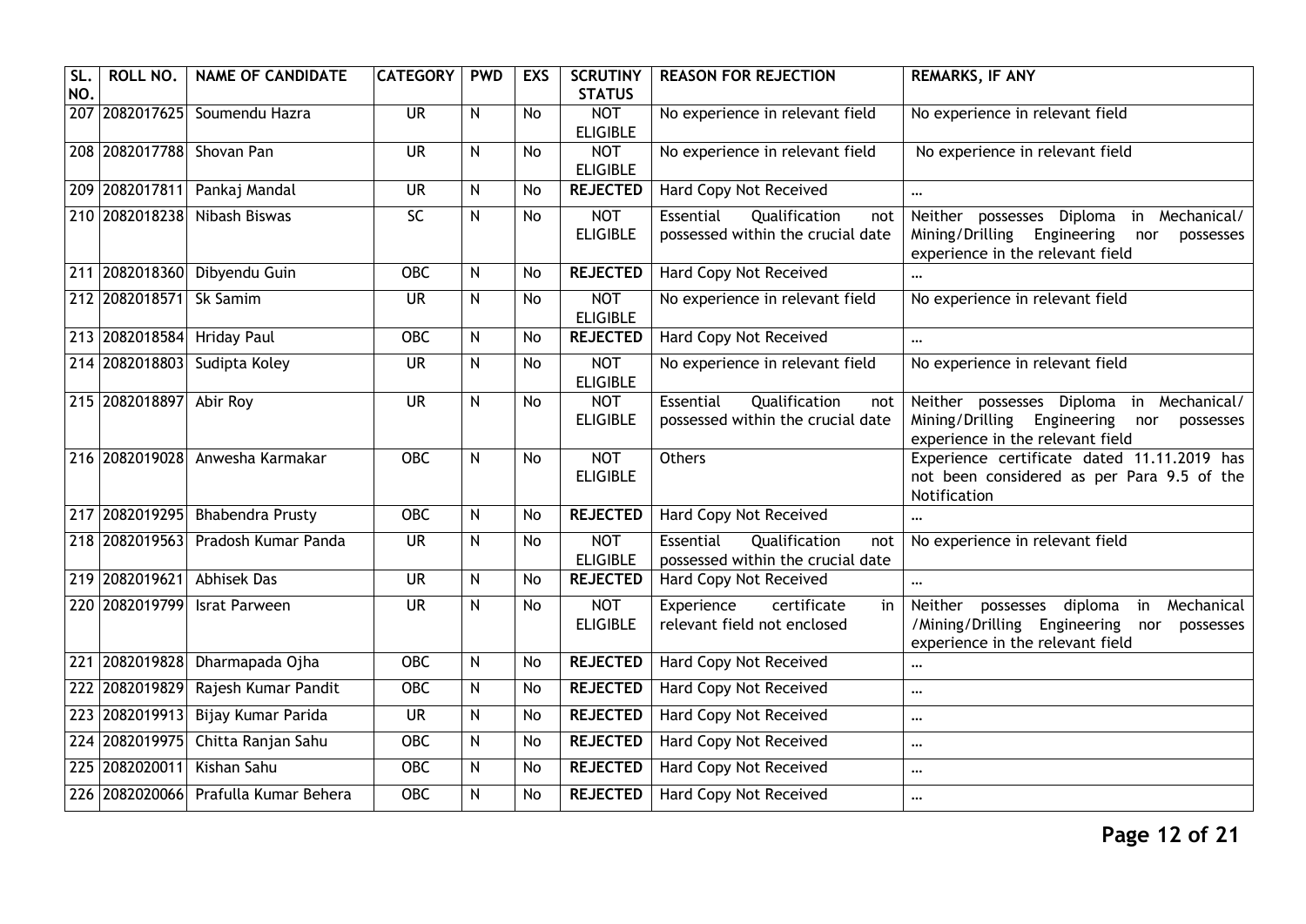| SL. NO. | ROLL NO. | NAME OF CANDIDATE | CATEGORY | PWD | EXS | SCRUTINY STATUS | REASON FOR REJECTION | REMARKS, IF ANY |
|---|---|---|---|---|---|---|---|---|
| 207 | 2082017625 | Soumendu Hazra | UR | N | No | NOT ELIGIBLE | No experience in relevant field | No experience in relevant field |
| 208 | 2082017788 | Shovan Pan | UR | N | No | NOT ELIGIBLE | No experience in relevant field | No experience in relevant field |
| 209 | 2082017811 | Pankaj Mandal | UR | N | No | **REJECTED** | Hard Copy Not Received | ... |
| 210 | 2082018238 | Nibash Biswas | SC | N | No | NOT ELIGIBLE | Essential Qualification not possessed within the crucial date | Neither possesses Diploma in Mechanical/ Mining/Drilling Engineering nor possesses experience in the relevant field |
| 211 | 2082018360 | Dibyendu Guin | OBC | N | No | **REJECTED** | Hard Copy Not Received | ... |
| 212 | 2082018571 | Sk Samim | UR | N | No | NOT ELIGIBLE | No experience in relevant field | No experience in relevant field |
| 213 | 2082018584 | Hriday Paul | OBC | N | No | **REJECTED** | Hard Copy Not Received | ... |
| 214 | 2082018803 | Sudipta Koley | UR | N | No | NOT ELIGIBLE | No experience in relevant field | No experience in relevant field |
| 215 | 2082018897 | Abir Roy | UR | N | No | NOT ELIGIBLE | Essential Qualification not possessed within the crucial date | Neither possesses Diploma in Mechanical/ Mining/Drilling Engineering nor possesses experience in the relevant field |
| 216 | 2082019028 | Anwesha Karmakar | OBC | N | No | NOT ELIGIBLE | Others | Experience certificate dated 11.11.2019 has not been considered as per Para 9.5 of the Notification |
| 217 | 2082019295 | Bhabendra Prusty | OBC | N | No | **REJECTED** | Hard Copy Not Received | ... |
| 218 | 2082019563 | Pradosh Kumar Panda | UR | N | No | NOT ELIGIBLE | Essential Qualification not possessed within the crucial date | No experience in relevant field |
| 219 | 2082019621 | Abhisek Das | UR | N | No | **REJECTED** | Hard Copy Not Received | ... |
| 220 | 2082019799 | Israt Parween | UR | N | No | NOT ELIGIBLE | Experience certificate in relevant field not enclosed | Neither possesses diploma in Mechanical /Mining/Drilling Engineering nor possesses experience in the relevant field |
| 221 | 2082019828 | Dharmapada Ojha | OBC | N | No | **REJECTED** | Hard Copy Not Received | ... |
| 222 | 2082019829 | Rajesh Kumar Pandit | OBC | N | No | **REJECTED** | Hard Copy Not Received | ... |
| 223 | 2082019913 | Bijay Kumar Parida | UR | N | No | **REJECTED** | Hard Copy Not Received | ... |
| 224 | 2082019975 | Chitta Ranjan Sahu | OBC | N | No | **REJECTED** | Hard Copy Not Received | ... |
| 225 | 2082020011 | Kishan Sahu | OBC | N | No | **REJECTED** | Hard Copy Not Received | ... |
| 226 | 2082020066 | Prafulla Kumar Behera | OBC | N | No | **REJECTED** | Hard Copy Not Received | ... |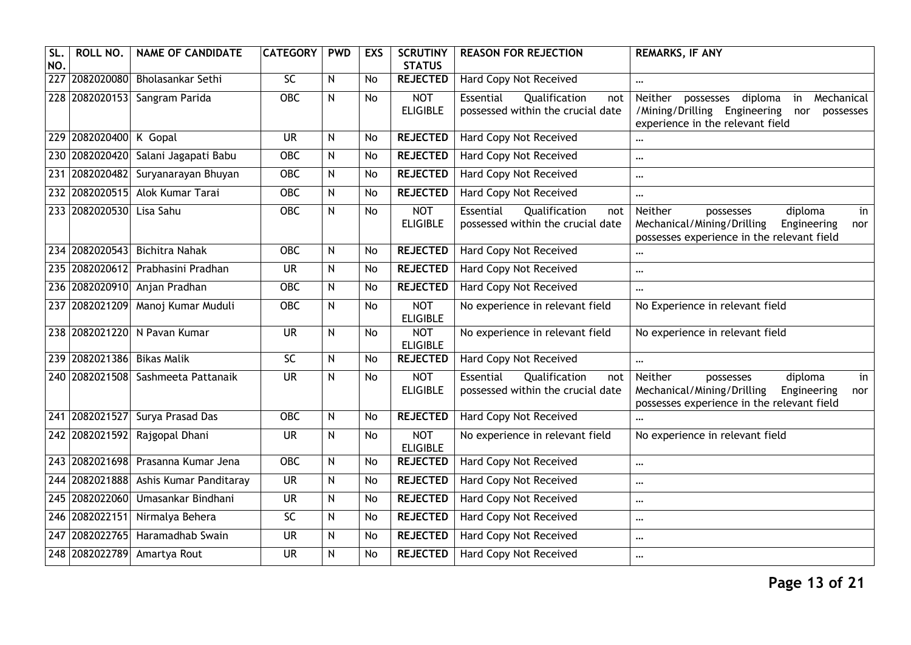| SL. NO. | ROLL NO. | NAME OF CANDIDATE | CATEGORY | PWD | EXS | SCRUTINY STATUS | REASON FOR REJECTION | REMARKS, IF ANY |
|---|---|---|---|---|---|---|---|---|
| 227 | 2082020080 | Bholasankar Sethi | SC | N | No | **REJECTED** | Hard Copy Not Received | ... |
| 228 | 2082020153 | Sangram Parida | OBC | N | No | NOT ELIGIBLE | Essential Qualification not possessed within the crucial date | Neither possesses diploma in Mechanical /Mining/Drilling Engineering nor possesses experience in the relevant field |
| 229 | 2082020400 | K Gopal | UR | N | No | **REJECTED** | Hard Copy Not Received | ... |
| 230 | 2082020420 | Salani Jagapati Babu | OBC | N | No | **REJECTED** | Hard Copy Not Received | ... |
| 231 | 2082020482 | Suryanarayan Bhuyan | OBC | N | No | **REJECTED** | Hard Copy Not Received | ... |
| 232 | 2082020515 | Alok Kumar Tarai | OBC | N | No | **REJECTED** | Hard Copy Not Received | ... |
| 233 | 2082020530 | Lisa Sahu | OBC | N | No | NOT ELIGIBLE | Essential Qualification not possessed within the crucial date | Neither possesses diploma in Mechanical/Mining/Drilling Engineering nor possesses experience in the relevant field |
| 234 | 2082020543 | Bichitra Nahak | OBC | N | No | **REJECTED** | Hard Copy Not Received | ... |
| 235 | 2082020612 | Prabhasini Pradhan | UR | N | No | **REJECTED** | Hard Copy Not Received | ... |
| 236 | 2082020910 | Anjan Pradhan | OBC | N | No | **REJECTED** | Hard Copy Not Received | ... |
| 237 | 2082021209 | Manoj Kumar Muduli | OBC | N | No | NOT ELIGIBLE | No experience in relevant field | No Experience in relevant field |
| 238 | 2082021220 | N Pavan Kumar | UR | N | No | NOT ELIGIBLE | No experience in relevant field | No experience in relevant field |
| 239 | 2082021386 | Bikas Malik | SC | N | No | **REJECTED** | Hard Copy Not Received | ... |
| 240 | 2082021508 | Sashmeeta Pattanaik | UR | N | No | NOT ELIGIBLE | Essential Qualification not possessed within the crucial date | Neither possesses diploma in Mechanical/Mining/Drilling Engineering nor possesses experience in the relevant field |
| 241 | 2082021527 | Surya Prasad Das | OBC | N | No | **REJECTED** | Hard Copy Not Received | ... |
| 242 | 2082021592 | Rajgopal Dhani | UR | N | No | NOT ELIGIBLE | No experience in relevant field | No experience in relevant field |
| 243 | 2082021698 | Prasanna Kumar Jena | OBC | N | No | **REJECTED** | Hard Copy Not Received | ... |
| 244 | 2082021888 | Ashis Kumar Panditaray | UR | N | No | **REJECTED** | Hard Copy Not Received | ... |
| 245 | 2082022060 | Umasankar Bindhani | UR | N | No | **REJECTED** | Hard Copy Not Received | ... |
| 246 | 2082022151 | Nirmalya Behera | SC | N | No | **REJECTED** | Hard Copy Not Received | ... |
| 247 | 2082022765 | Haramadhab Swain | UR | N | No | **REJECTED** | Hard Copy Not Received | ... |
| 248 | 2082022789 | Amartya Rout | UR | N | No | **REJECTED** | Hard Copy Not Received | ... |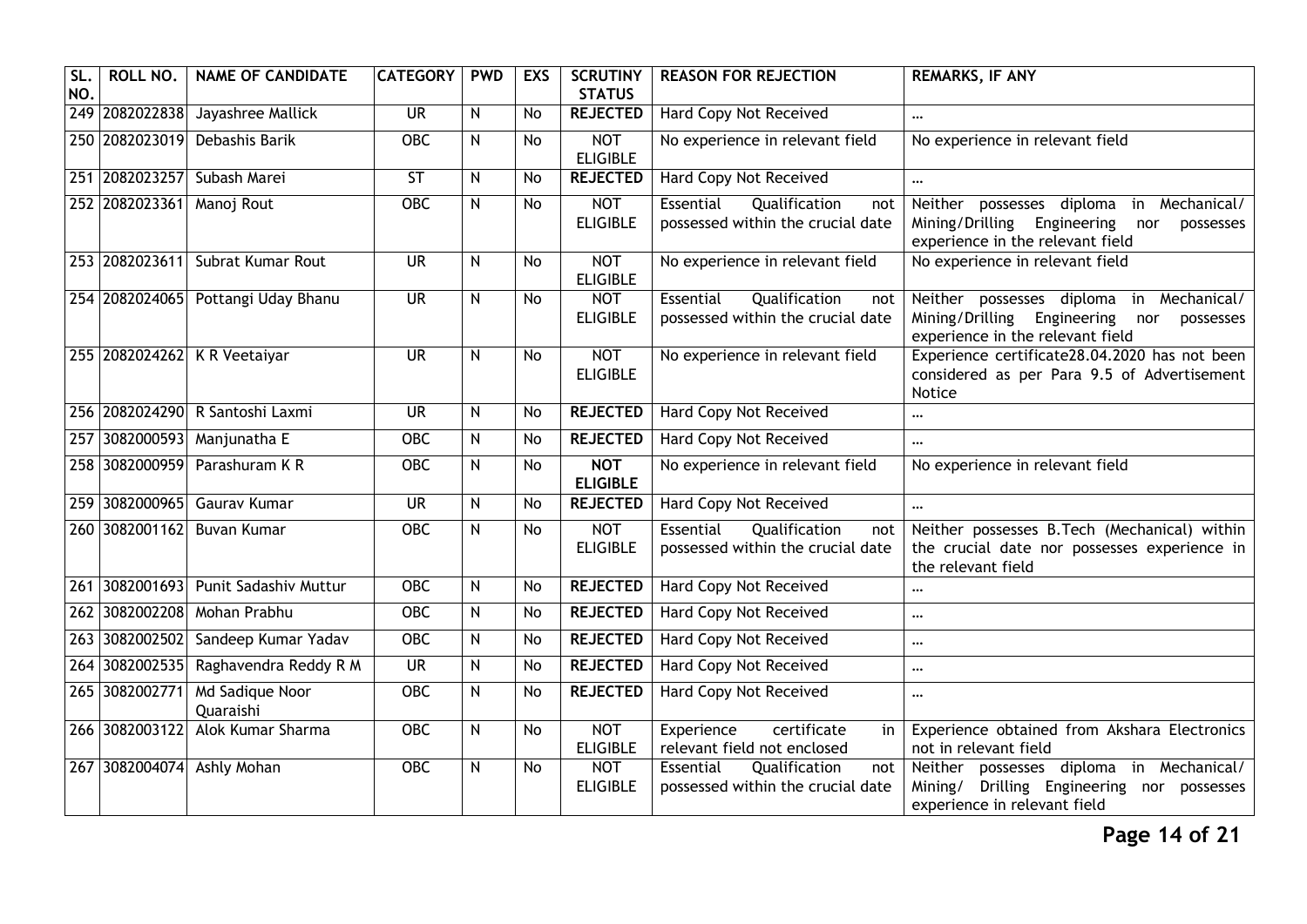| SL. NO. | ROLL NO. | NAME OF CANDIDATE | CATEGORY | PWD | EXS | SCRUTINY STATUS | REASON FOR REJECTION | REMARKS, IF ANY |
|---|---|---|---|---|---|---|---|---|
| 249 | 2082022838 | Jayashree Mallick | UR | N | No | **REJECTED** | Hard Copy Not Received | ... |
| 250 | 2082023019 | Debashis Barik | OBC | N | No | NOT ELIGIBLE | No experience in relevant field | No experience in relevant field |
| 251 | 2082023257 | Subash Marei | ST | N | No | **REJECTED** | Hard Copy Not Received | ... |
| 252 | 2082023361 | Manoj Rout | OBC | N | No | NOT ELIGIBLE | Essential Qualification not possessed within the crucial date | Neither possesses diploma in Mechanical/ Mining/Drilling Engineering nor possesses experience in the relevant field |
| 253 | 2082023611 | Subrat Kumar Rout | UR | N | No | NOT ELIGIBLE | No experience in relevant field | No experience in relevant field |
| 254 | 2082024065 | Pottangi Uday Bhanu | UR | N | No | NOT ELIGIBLE | Essential Qualification not possessed within the crucial date | Neither possesses diploma in Mechanical/ Mining/Drilling Engineering nor possesses experience in the relevant field |
| 255 | 2082024262 | K R Veetaiyar | UR | N | No | NOT ELIGIBLE | No experience in relevant field | Experience certificate28.04.2020 has not been considered as per Para 9.5 of Advertisement Notice |
| 256 | 2082024290 | R Santoshi Laxmi | UR | N | No | **REJECTED** | Hard Copy Not Received | ... |
| 257 | 3082000593 | Manjunatha E | OBC | N | No | **REJECTED** | Hard Copy Not Received | ... |
| 258 | 3082000959 | Parashuram K R | OBC | N | No | **NOT ELIGIBLE** | No experience in relevant field | No experience in relevant field |
| 259 | 3082000965 | Gaurav Kumar | UR | N | No | **REJECTED** | Hard Copy Not Received | ... |
| 260 | 3082001162 | Buvan Kumar | OBC | N | No | NOT ELIGIBLE | Essential Qualification not possessed within the crucial date | Neither possesses B.Tech (Mechanical) within the crucial date nor possesses experience in the relevant field |
| 261 | 3082001693 | Punit Sadashiv Muttur | OBC | N | No | **REJECTED** | Hard Copy Not Received | ... |
| 262 | 3082002208 | Mohan Prabhu | OBC | N | No | **REJECTED** | Hard Copy Not Received | ... |
| 263 | 3082002502 | Sandeep Kumar Yadav | OBC | N | No | **REJECTED** | Hard Copy Not Received | ... |
| 264 | 3082002535 | Raghavendra Reddy R M | UR | N | No | **REJECTED** | Hard Copy Not Received | ... |
| 265 | 3082002771 | Md Sadique Noor Quaraishi | OBC | N | No | **REJECTED** | Hard Copy Not Received | ... |
| 266 | 3082003122 | Alok Kumar Sharma | OBC | N | No | NOT ELIGIBLE | Experience certificate in relevant field not enclosed | Experience obtained from Akshara Electronics not in relevant field |
| 267 | 3082004074 | Ashly Mohan | OBC | N | No | NOT ELIGIBLE | Essential Qualification not possessed within the crucial date | Neither possesses diploma in Mechanical/ Mining/ Drilling Engineering nor possesses experience in relevant field |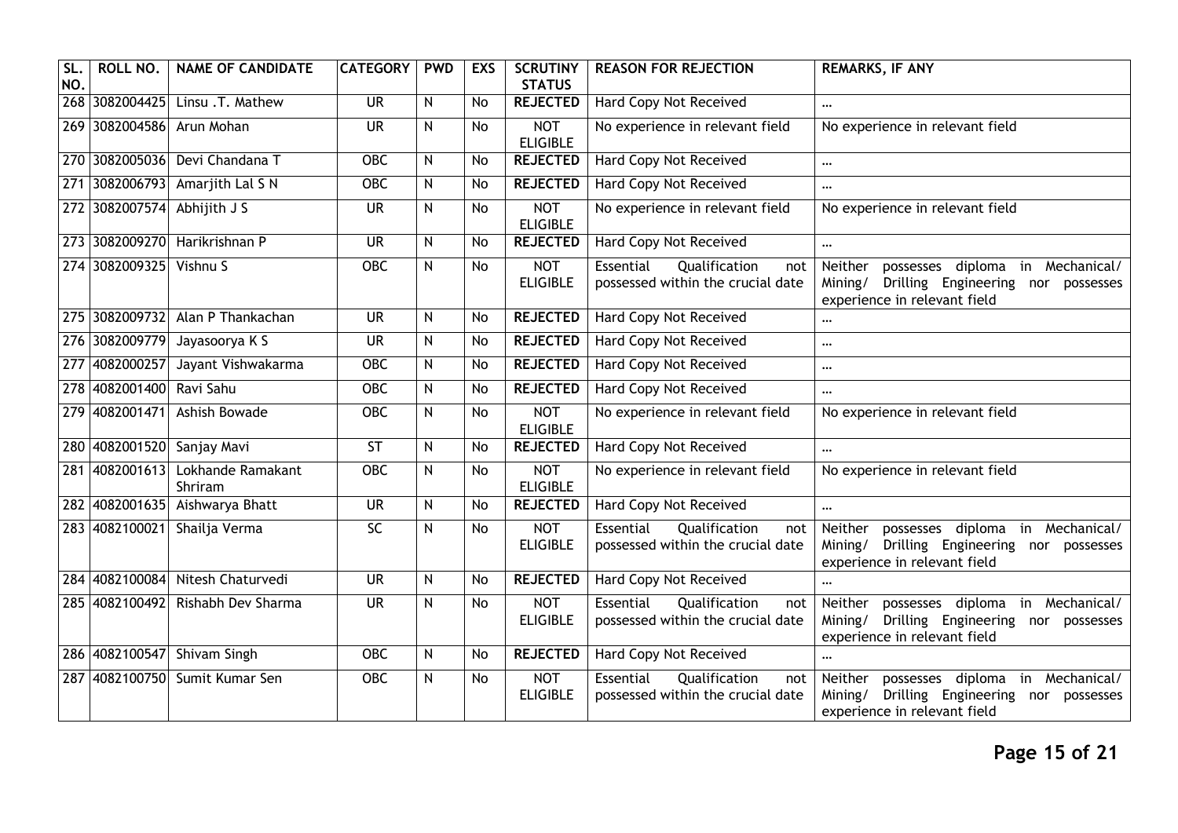| SL. NO. | ROLL NO. | NAME OF CANDIDATE | CATEGORY | PWD | EXS | SCRUTINY STATUS | REASON FOR REJECTION | REMARKS, IF ANY |
|---|---|---|---|---|---|---|---|---|
| 268 | 3082004425 | Linsu .T. Mathew | UR | N | No | **REJECTED** | Hard Copy Not Received | ... |
| 269 | 3082004586 | Arun Mohan | UR | N | No | NOT ELIGIBLE | No experience in relevant field | No experience in relevant field |
| 270 | 3082005036 | Devi Chandana T | OBC | N | No | **REJECTED** | Hard Copy Not Received | ... |
| 271 | 3082006793 | Amarjith Lal S N | OBC | N | No | **REJECTED** | Hard Copy Not Received | ... |
| 272 | 3082007574 | Abhijith J S | UR | N | No | NOT ELIGIBLE | No experience in relevant field | No experience in relevant field |
| 273 | 3082009270 | Harikrishnan P | UR | N | No | **REJECTED** | Hard Copy Not Received | ... |
| 274 | 3082009325 | Vishnu S | OBC | N | No | NOT ELIGIBLE | Essential Qualification not possessed within the crucial date | Neither possesses diploma in Mechanical/ Mining/ Drilling Engineering nor possesses experience in relevant field |
| 275 | 3082009732 | Alan P Thankachan | UR | N | No | **REJECTED** | Hard Copy Not Received | ... |
| 276 | 3082009779 | Jayasoorya K S | UR | N | No | **REJECTED** | Hard Copy Not Received | ... |
| 277 | 4082000257 | Jayant Vishwakarma | OBC | N | No | **REJECTED** | Hard Copy Not Received | ... |
| 278 | 4082001400 | Ravi Sahu | OBC | N | No | **REJECTED** | Hard Copy Not Received | ... |
| 279 | 4082001471 | Ashish Bowade | OBC | N | No | NOT ELIGIBLE | No experience in relevant field | No experience in relevant field |
| 280 | 4082001520 | Sanjay Mavi | ST | N | No | **REJECTED** | Hard Copy Not Received | ... |
| 281 | 4082001613 | Lokhande Ramakant Shriram | OBC | N | No | NOT ELIGIBLE | No experience in relevant field | No experience in relevant field |
| 282 | 4082001635 | Aishwarya Bhatt | UR | N | No | **REJECTED** | Hard Copy Not Received | ... |
| 283 | 4082100021 | Shailja Verma | SC | N | No | NOT ELIGIBLE | Essential Qualification not possessed within the crucial date | Neither possesses diploma in Mechanical/ Mining/ Drilling Engineering nor possesses experience in relevant field |
| 284 | 4082100084 | Nitesh Chaturvedi | UR | N | No | **REJECTED** | Hard Copy Not Received | ... |
| 285 | 4082100492 | Rishabh Dev Sharma | UR | N | No | NOT ELIGIBLE | Essential Qualification not possessed within the crucial date | Neither possesses diploma in Mechanical/ Mining/ Drilling Engineering nor possesses experience in relevant field |
| 286 | 4082100547 | Shivam Singh | OBC | N | No | **REJECTED** | Hard Copy Not Received | ... |
| 287 | 4082100750 | Sumit Kumar Sen | OBC | N | No | NOT ELIGIBLE | Essential Qualification not possessed within the crucial date | Neither possesses diploma in Mechanical/ Mining/ Drilling Engineering nor possesses experience in relevant field |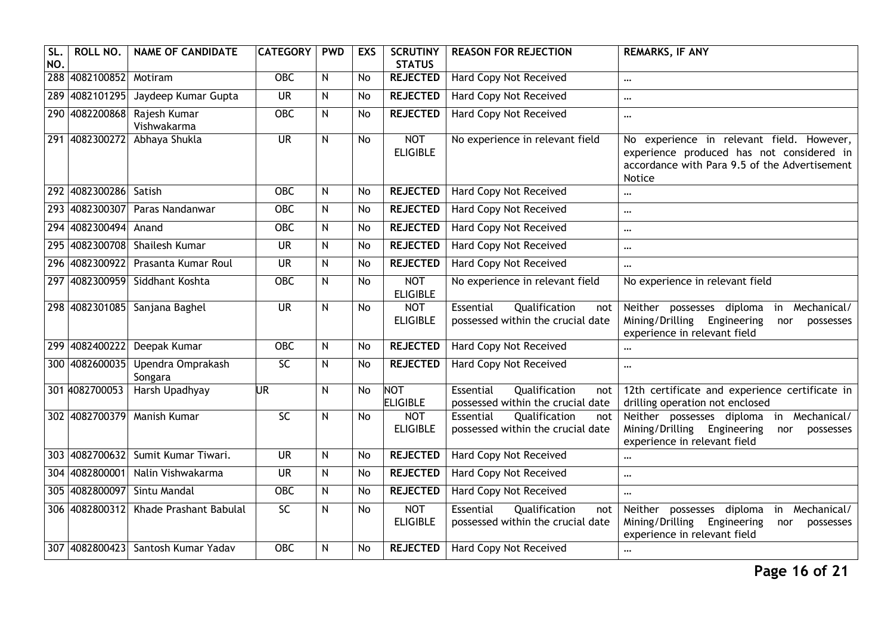| SL. NO. | ROLL NO. | NAME OF CANDIDATE | CATEGORY | PWD | EXS | SCRUTINY STATUS | REASON FOR REJECTION | REMARKS, IF ANY |
|---|---|---|---|---|---|---|---|---|
| 288 | 4082100852 | Motiram | OBC | N | No | **REJECTED** | Hard Copy Not Received | ... |
| 289 | 4082101295 | Jaydeep Kumar Gupta | UR | N | No | **REJECTED** | Hard Copy Not Received | ... |
| 290 | 4082200868 | Rajesh Kumar Vishwakarma | OBC | N | No | **REJECTED** | Hard Copy Not Received | ... |
| 291 | 4082300272 | Abhaya Shukla | UR | N | No | NOT ELIGIBLE | No experience in relevant field | No experience in relevant field. However, experience produced has not considered in accordance with Para 9.5 of the Advertisement Notice |
| 292 | 4082300286 | Satish | OBC | N | No | **REJECTED** | Hard Copy Not Received | ... |
| 293 | 4082300307 | Paras Nandanwar | OBC | N | No | **REJECTED** | Hard Copy Not Received | ... |
| 294 | 4082300494 | Anand | OBC | N | No | **REJECTED** | Hard Copy Not Received | ... |
| 295 | 4082300708 | Shailesh Kumar | UR | N | No | **REJECTED** | Hard Copy Not Received | ... |
| 296 | 4082300922 | Prasanta Kumar Roul | UR | N | No | **REJECTED** | Hard Copy Not Received | ... |
| 297 | 4082300959 | Siddhant Koshta | OBC | N | No | NOT ELIGIBLE | No experience in relevant field | No experience in relevant field |
| 298 | 4082301085 | Sanjana Baghel | UR | N | No | NOT ELIGIBLE | Essential Qualification not possessed within the crucial date | Neither possesses diploma in Mechanical/ Mining/Drilling Engineering nor possesses experience in relevant field |
| 299 | 4082400222 | Deepak Kumar | OBC | N | No | **REJECTED** | Hard Copy Not Received | ... |
| 300 | 4082600035 | Upendra Omprakash Songara | SC | N | No | **REJECTED** | Hard Copy Not Received | ... |
| 301 | 4082700053 | Harsh Upadhyay | UR | N | No | NOT ELIGIBLE | Essential Qualification not possessed within the crucial date | 12th certificate and experience certificate in drilling operation not enclosed |
| 302 | 4082700379 | Manish Kumar | SC | N | No | NOT ELIGIBLE | Essential Qualification not possessed within the crucial date | Neither possesses diploma in Mechanical/ Mining/Drilling Engineering nor possesses experience in relevant field |
| 303 | 4082700632 | Sumit Kumar Tiwari. | UR | N | No | **REJECTED** | Hard Copy Not Received | ... |
| 304 | 4082800001 | Nalin Vishwakarma | UR | N | No | **REJECTED** | Hard Copy Not Received | ... |
| 305 | 4082800097 | Sintu Mandal | OBC | N | No | **REJECTED** | Hard Copy Not Received | ... |
| 306 | 4082800312 | Khade Prashant Babulal | SC | N | No | NOT ELIGIBLE | Essential Qualification not possessed within the crucial date | Neither possesses diploma in Mechanical/ Mining/Drilling Engineering nor possesses experience in relevant field |
| 307 | 4082800423 | Santosh Kumar Yadav | OBC | N | No | **REJECTED** | Hard Copy Not Received | ... |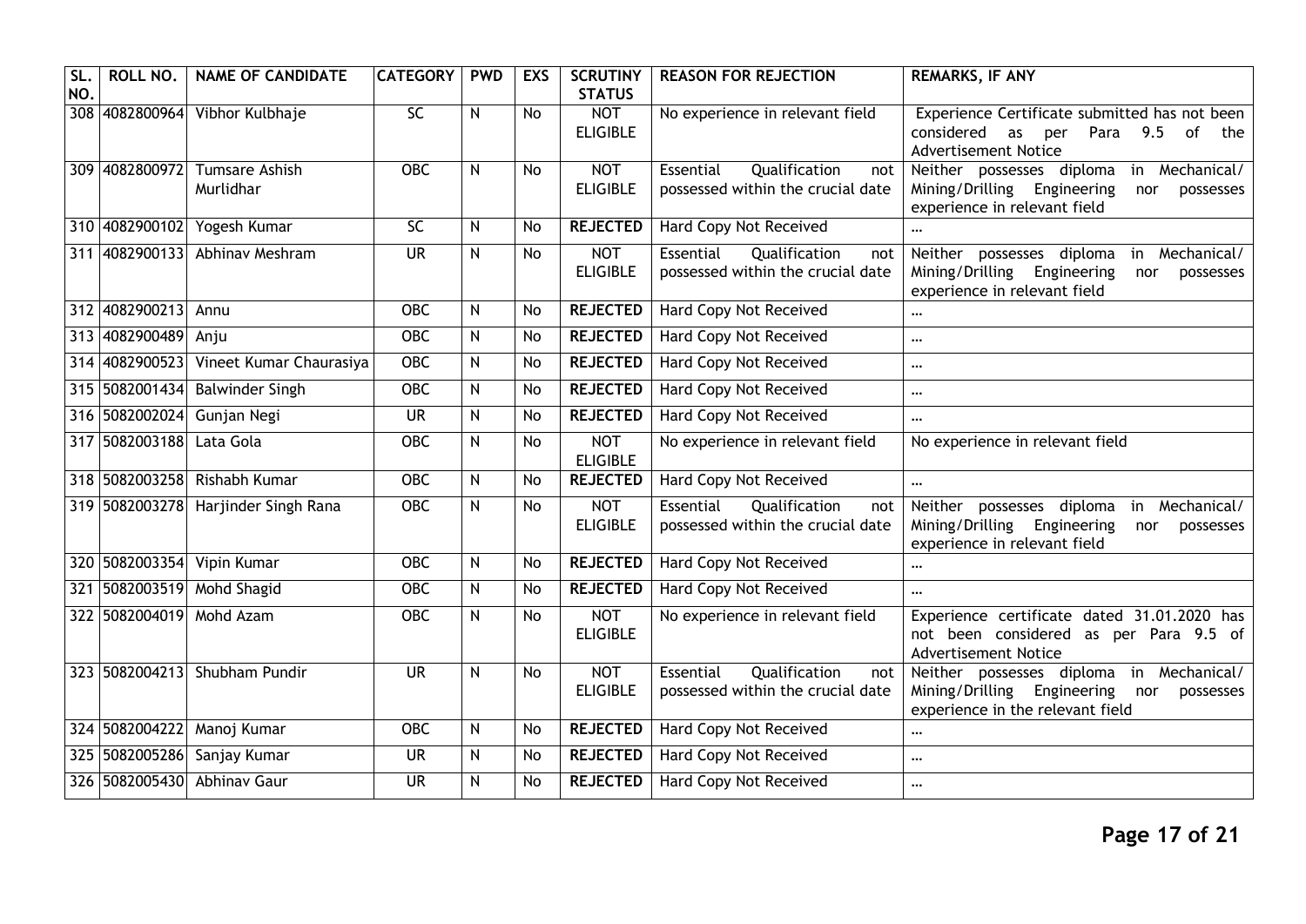| SL. NO. | ROLL NO. | NAME OF CANDIDATE | CATEGORY | PWD | EXS | SCRUTINY STATUS | REASON FOR REJECTION | REMARKS, IF ANY |
|---|---|---|---|---|---|---|---|---|
| 308 | 4082800964 | Vibhor Kulbhaje | SC | N | No | NOT ELIGIBLE | No experience in relevant field | Experience Certificate submitted has not been considered as per Para 9.5 of the Advertisement Notice |
| 309 | 4082800972 | Tumsare Ashish Murlidhar | OBC | N | No | NOT ELIGIBLE | Essential Qualification not possessed within the crucial date | Neither possesses diploma in Mechanical/ Mining/Drilling Engineering nor possesses experience in relevant field |
| 310 | 4082900102 | Yogesh Kumar | SC | N | No | **REJECTED** | Hard Copy Not Received | ... |
| 311 | 4082900133 | Abhinav Meshram | UR | N | No | NOT ELIGIBLE | Essential Qualification not possessed within the crucial date | Neither possesses diploma in Mechanical/ Mining/Drilling Engineering nor possesses experience in relevant field |
| 312 | 4082900213 | Annu | OBC | N | No | **REJECTED** | Hard Copy Not Received | ... |
| 313 | 4082900489 | Anju | OBC | N | No | **REJECTED** | Hard Copy Not Received | ... |
| 314 | 4082900523 | Vineet Kumar Chaurasiya | OBC | N | No | **REJECTED** | Hard Copy Not Received | ... |
| 315 | 5082001434 | Balwinder Singh | OBC | N | No | **REJECTED** | Hard Copy Not Received | ... |
| 316 | 5082002024 | Gunjan Negi | UR | N | No | **REJECTED** | Hard Copy Not Received | ... |
| 317 | 5082003188 | Lata Gola | OBC | N | No | NOT ELIGIBLE | No experience in relevant field | No experience in relevant field |
| 318 | 5082003258 | Rishabh Kumar | OBC | N | No | **REJECTED** | Hard Copy Not Received | ... |
| 319 | 5082003278 | Harjinder Singh Rana | OBC | N | No | NOT ELIGIBLE | Essential Qualification not possessed within the crucial date | Neither possesses diploma in Mechanical/ Mining/Drilling Engineering nor possesses experience in relevant field |
| 320 | 5082003354 | Vipin Kumar | OBC | N | No | **REJECTED** | Hard Copy Not Received | ... |
| 321 | 5082003519 | Mohd Shagid | OBC | N | No | **REJECTED** | Hard Copy Not Received | ... |
| 322 | 5082004019 | Mohd Azam | OBC | N | No | NOT ELIGIBLE | No experience in relevant field | Experience certificate dated 31.01.2020 has not been considered as per Para 9.5 of Advertisement Notice |
| 323 | 5082004213 | Shubham Pundir | UR | N | No | NOT ELIGIBLE | Essential Qualification not possessed within the crucial date | Neither possesses diploma in Mechanical/ Mining/Drilling Engineering nor possesses experience in the relevant field |
| 324 | 5082004222 | Manoj Kumar | OBC | N | No | **REJECTED** | Hard Copy Not Received | ... |
| 325 | 5082005286 | Sanjay Kumar | UR | N | No | **REJECTED** | Hard Copy Not Received | ... |
| 326 | 5082005430 | Abhinav Gaur | UR | N | No | **REJECTED** | Hard Copy Not Received | ... |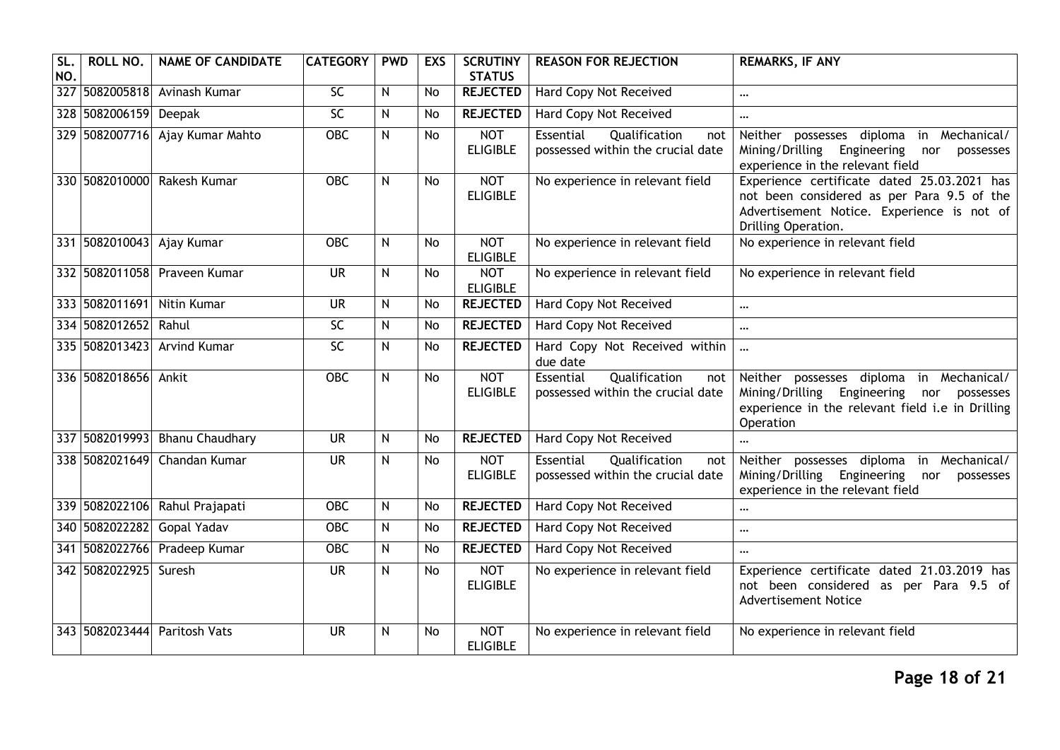| SL. NO. | ROLL NO. | NAME OF CANDIDATE | CATEGORY | PWD | EXS | SCRUTINY STATUS | REASON FOR REJECTION | REMARKS, IF ANY |
|---|---|---|---|---|---|---|---|---|
| 327 | 5082005818 | Avinash Kumar | SC | N | No | **REJECTED** | Hard Copy Not Received | ... |
| 328 | 5082006159 | Deepak | SC | N | No | **REJECTED** | Hard Copy Not Received | ... |
| 329 | 5082007716 | Ajay Kumar Mahto | OBC | N | No | NOT ELIGIBLE | Essential Qualification not possessed within the crucial date | Neither possesses diploma in Mechanical/ Mining/Drilling Engineering nor possesses experience in the relevant field |
| 330 | 5082010000 | Rakesh Kumar | OBC | N | No | NOT ELIGIBLE | No experience in relevant field | Experience certificate dated 25.03.2021 has not been considered as per Para 9.5 of the Advertisement Notice. Experience is not of Drilling Operation. |
| 331 | 5082010043 | Ajay Kumar | OBC | N | No | NOT ELIGIBLE | No experience in relevant field | No experience in relevant field |
| 332 | 5082011058 | Praveen Kumar | UR | N | No | NOT ELIGIBLE | No experience in relevant field | No experience in relevant field |
| 333 | 5082011691 | Nitin Kumar | UR | N | No | **REJECTED** | Hard Copy Not Received | ... |
| 334 | 5082012652 | Rahul | SC | N | No | **REJECTED** | Hard Copy Not Received | ... |
| 335 | 5082013423 | Arvind Kumar | SC | N | No | **REJECTED** | Hard Copy Not Received within due date | ... |
| 336 | 5082018656 | Ankit | OBC | N | No | NOT ELIGIBLE | Essential Qualification not possessed within the crucial date | Neither possesses diploma in Mechanical/ Mining/Drilling Engineering nor possesses experience in the relevant field i.e in Drilling Operation |
| 337 | 5082019993 | Bhanu Chaudhary | UR | N | No | **REJECTED** | Hard Copy Not Received | ... |
| 338 | 5082021649 | Chandan Kumar | UR | N | No | NOT ELIGIBLE | Essential Qualification not possessed within the crucial date | Neither possesses diploma in Mechanical/ Mining/Drilling Engineering nor possesses experience in the relevant field |
| 339 | 5082022106 | Rahul Prajapati | OBC | N | No | **REJECTED** | Hard Copy Not Received | ... |
| 340 | 5082022282 | Gopal Yadav | OBC | N | No | **REJECTED** | Hard Copy Not Received | ... |
| 341 | 5082022766 | Pradeep Kumar | OBC | N | No | **REJECTED** | Hard Copy Not Received | ... |
| 342 | 5082022925 | Suresh | UR | N | No | NOT ELIGIBLE | No experience in relevant field | Experience certificate dated 21.03.2019 has not been considered as per Para 9.5 of Advertisement Notice |
| 343 | 5082023444 | Paritosh Vats | UR | N | No | NOT ELIGIBLE | No experience in relevant field | No experience in relevant field |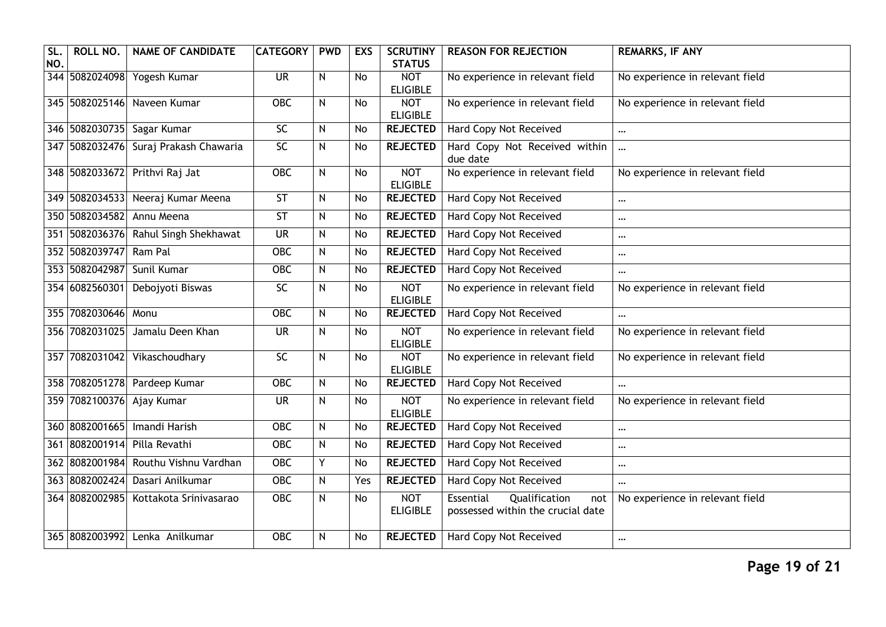| SL. NO. | ROLL NO. | NAME OF CANDIDATE | CATEGORY | PWD | EXS | SCRUTINY STATUS | REASON FOR REJECTION | REMARKS, IF ANY |
|---|---|---|---|---|---|---|---|---|
| 344 | 5082024098 | Yogesh Kumar | UR | N | No | NOT ELIGIBLE | No experience in relevant field | No experience in relevant field |
| 345 | 5082025146 | Naveen Kumar | OBC | N | No | NOT ELIGIBLE | No experience in relevant field | No experience in relevant field |
| 346 | 5082030735 | Sagar Kumar | SC | N | No | **REJECTED** | Hard Copy Not Received | ... |
| 347 | 5082032476 | Suraj Prakash Chawaria | SC | N | No | **REJECTED** | Hard Copy Not Received within due date | ... |
| 348 | 5082033672 | Prithvi Raj Jat | OBC | N | No | NOT ELIGIBLE | No experience in relevant field | No experience in relevant field |
| 349 | 5082034533 | Neeraj Kumar Meena | ST | N | No | **REJECTED** | Hard Copy Not Received | ... |
| 350 | 5082034582 | Annu Meena | ST | N | No | **REJECTED** | Hard Copy Not Received | ... |
| 351 | 5082036376 | Rahul Singh Shekhawat | UR | N | No | **REJECTED** | Hard Copy Not Received | ... |
| 352 | 5082039747 | Ram Pal | OBC | N | No | **REJECTED** | Hard Copy Not Received | ... |
| 353 | 5082042987 | Sunil Kumar | OBC | N | No | **REJECTED** | Hard Copy Not Received | ... |
| 354 | 6082560301 | Debojyoti Biswas | SC | N | No | NOT ELIGIBLE | No experience in relevant field | No experience in relevant field |
| 355 | 7082030646 | Monu | OBC | N | No | **REJECTED** | Hard Copy Not Received | ... |
| 356 | 7082031025 | Jamalu Deen Khan | UR | N | No | NOT ELIGIBLE | No experience in relevant field | No experience in relevant field |
| 357 | 7082031042 | Vikaschoudhary | SC | N | No | NOT ELIGIBLE | No experience in relevant field | No experience in relevant field |
| 358 | 7082051278 | Pardeep Kumar | OBC | N | No | **REJECTED** | Hard Copy Not Received | ... |
| 359 | 7082100376 | Ajay Kumar | UR | N | No | NOT ELIGIBLE | No experience in relevant field | No experience in relevant field |
| 360 | 8082001665 | Imandi Harish | OBC | N | No | **REJECTED** | Hard Copy Not Received | ... |
| 361 | 8082001914 | Pilla Revathi | OBC | N | No | **REJECTED** | Hard Copy Not Received | ... |
| 362 | 8082001984 | Routhu Vishnu Vardhan | OBC | Y | No | **REJECTED** | Hard Copy Not Received | ... |
| 363 | 8082002424 | Dasari Anilkumar | OBC | N | Yes | **REJECTED** | Hard Copy Not Received | ... |
| 364 | 8082002985 | Kottakota Srinivasarao | OBC | N | No | NOT ELIGIBLE | Essential Qualification not possessed within the crucial date | No experience in relevant field |
| 365 | 8082003992 | Lenka Anilkumar | OBC | N | No | **REJECTED** | Hard Copy Not Received | ... |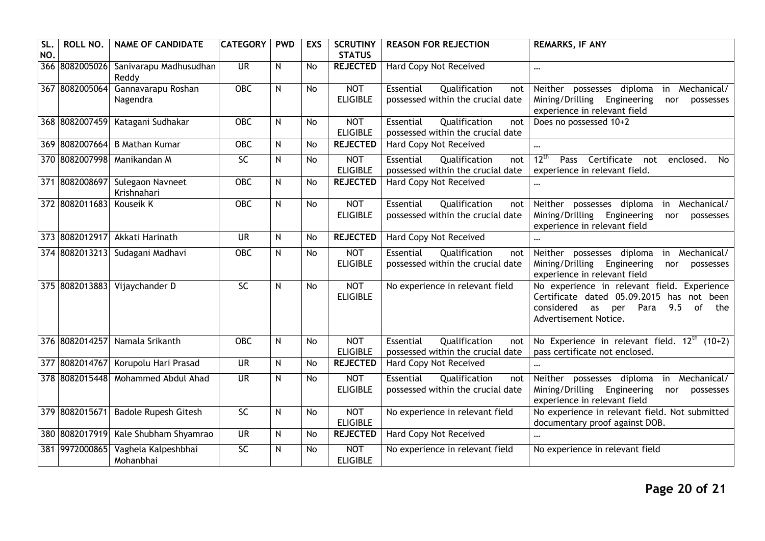| SL. NO. | ROLL NO. | NAME OF CANDIDATE | CATEGORY | PWD | EXS | SCRUTINY STATUS | REASON FOR REJECTION | REMARKS, IF ANY |
|---|---|---|---|---|---|---|---|---|
| 366 | 8082005026 | Sanivarapu Madhusudhan Reddy | UR | N | No | **REJECTED** | Hard Copy Not Received | ... |
| 367 | 8082005064 | Gannavarapu Roshan Nagendra | OBC | N | No | NOT ELIGIBLE | Essential Qualification not possessed within the crucial date | Neither possesses diploma in Mechanical/ Mining/Drilling Engineering nor possesses experience in relevant field |
| 368 | 8082007459 | Katagani Sudhakar | OBC | N | No | NOT ELIGIBLE | Essential Qualification not possessed within the crucial date | Does no possessed 10+2 |
| 369 | 8082007664 | B Mathan Kumar | OBC | N | No | **REJECTED** | Hard Copy Not Received | ... |
| 370 | 8082007998 | Manikandan M | SC | N | No | NOT ELIGIBLE | Essential Qualification not possessed within the crucial date | $12^{th}$ Pass Certificate not enclosed. No experience in relevant field. |
| 371 | 8082008697 | Sulegaon Navneet Krishnahari | OBC | N | No | **REJECTED** | Hard Copy Not Received | ... |
| 372 | 8082011683 | Kouseik K | OBC | N | No | NOT ELIGIBLE | Essential Qualification not possessed within the crucial date | Neither possesses diploma in Mechanical/ Mining/Drilling Engineering nor possesses experience in relevant field |
| 373 | 8082012917 | Akkati Harinath | UR | N | No | **REJECTED** | Hard Copy Not Received | ... |
| 374 | 8082013213 | Sudagani Madhavi | OBC | N | No | NOT ELIGIBLE | Essential Qualification not possessed within the crucial date | Neither possesses diploma in Mechanical/ Mining/Drilling Engineering nor possesses experience in relevant field |
| 375 | 8082013883 | Vijaychander D | SC | N | No | NOT ELIGIBLE | No experience in relevant field | No experience in relevant field. Experience Certificate dated 05.09.2015 has not been considered as per Para 9.5 of the Advertisement Notice. |
| 376 | 8082014257 | Namala Srikanth | OBC | N | No | NOT ELIGIBLE | Essential Qualification not possessed within the crucial date | No Experience in relevant field. $12^{th}$ (10+2) pass certificate not enclosed. |
| 377 | 8082014767 | Korupolu Hari Prasad | UR | N | No | **REJECTED** | Hard Copy Not Received | ... |
| 378 | 8082015448 | Mohammed Abdul Ahad | UR | N | No | NOT ELIGIBLE | Essential Qualification not possessed within the crucial date | Neither possesses diploma in Mechanical/ Mining/Drilling Engineering nor possesses experience in relevant field |
| 379 | 8082015671 | Badole Rupesh Gitesh | SC | N | No | NOT ELIGIBLE | No experience in relevant field | No experience in relevant field. Not submitted documentary proof against DOB. |
| 380 | 8082017919 | Kale Shubham Shyamrao | UR | N | No | **REJECTED** | Hard Copy Not Received | ... |
| 381 | 9972000865 | Vaghela Kalpeshbhai Mohanbhai | SC | N | No | NOT ELIGIBLE | No experience in relevant field | No experience in relevant field |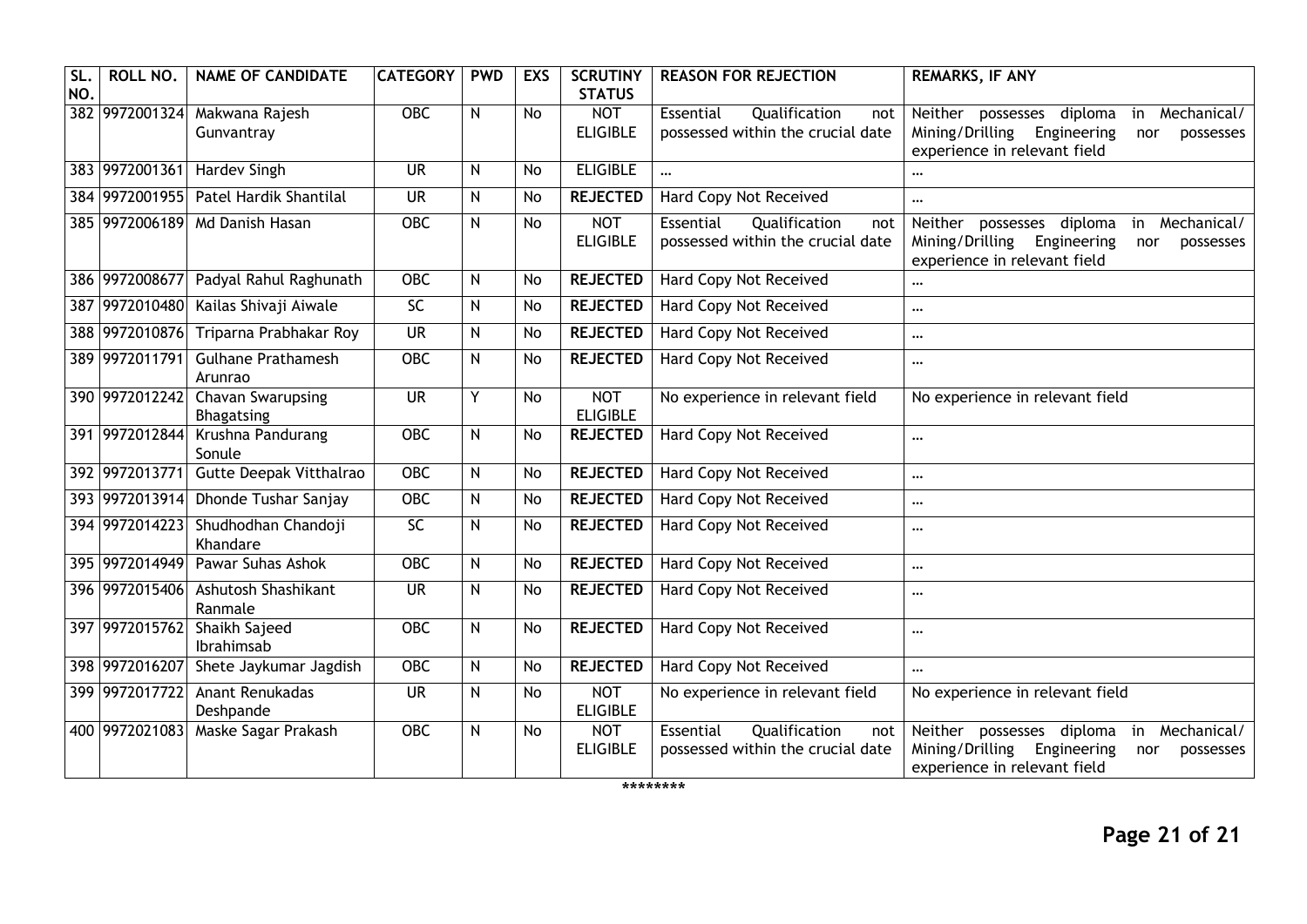| SL. NO. | ROLL NO. | NAME OF CANDIDATE | CATEGORY | PWD | EXS | SCRUTINY STATUS | REASON FOR REJECTION | REMARKS, IF ANY |
|---|---|---|---|---|---|---|---|---|
| 382 | 9972001324 | Makwana Rajesh Gunvantray | OBC | N | No | NOT ELIGIBLE | Essential Qualification not possessed within the crucial date | Neither possesses diploma in Mechanical/ Mining/Drilling Engineering nor possesses experience in relevant field |
| 383 | 9972001361 | Hardev Singh | UR | N | No | ELIGIBLE | ... | ... |
| 384 | 9972001955 | Patel Hardik Shantilal | UR | N | No | **REJECTED** | Hard Copy Not Received | ... |
| 385 | 9972006189 | Md Danish Hasan | OBC | N | No | NOT ELIGIBLE | Essential Qualification not possessed within the crucial date | Neither possesses diploma in Mechanical/ Mining/Drilling Engineering nor possesses experience in relevant field |
| 386 | 9972008677 | Padyal Rahul Raghunath | OBC | N | No | **REJECTED** | Hard Copy Not Received | ... |
| 387 | 9972010480 | Kailas Shivaji Aiwale | SC | N | No | **REJECTED** | Hard Copy Not Received | ... |
| 388 | 9972010876 | Triparna Prabhakar Roy | UR | N | No | **REJECTED** | Hard Copy Not Received | ... |
| 389 | 9972011791 | Gulhane Prathamesh Arunrao | OBC | N | No | **REJECTED** | Hard Copy Not Received | ... |
| 390 | 9972012242 | Chavan Swarupsing Bhagatsing | UR | Y | No | NOT ELIGIBLE | No experience in relevant field | No experience in relevant field |
| 391 | 9972012844 | Krushna Pandurang Sonule | OBC | N | No | **REJECTED** | Hard Copy Not Received | ... |
| 392 | 9972013771 | Gutte Deepak Vitthalrao | OBC | N | No | **REJECTED** | Hard Copy Not Received | ... |
| 393 | 9972013914 | Dhonde Tushar Sanjay | OBC | N | No | **REJECTED** | Hard Copy Not Received | ... |
| 394 | 9972014223 | Shudhodhan Chandoji Khandare | SC | N | No | **REJECTED** | Hard Copy Not Received | ... |
| 395 | 9972014949 | Pawar Suhas Ashok | OBC | N | No | **REJECTED** | Hard Copy Not Received | ... |
| 396 | 9972015406 | Ashutosh Shashikant Ranmale | UR | N | No | **REJECTED** | Hard Copy Not Received | ... |
| 397 | 9972015762 | Shaikh Sajeed Ibrahimsab | OBC | N | No | **REJECTED** | Hard Copy Not Received | ... |
| 398 | 9972016207 | Shete Jaykumar Jagdish | OBC | N | No | **REJECTED** | Hard Copy Not Received | ... |
| 399 | 9972017722 | Anant Renukadas Deshpande | UR | N | No | NOT ELIGIBLE | No experience in relevant field | No experience in relevant field |
| 400 | 9972021083 | Maske Sagar Prakash | OBC | N | No | NOT ELIGIBLE | Essential Qualification not possessed within the crucial date | Neither possesses diploma in Mechanical/ Mining/Drilling Engineering nor possesses experience in relevant field |

********